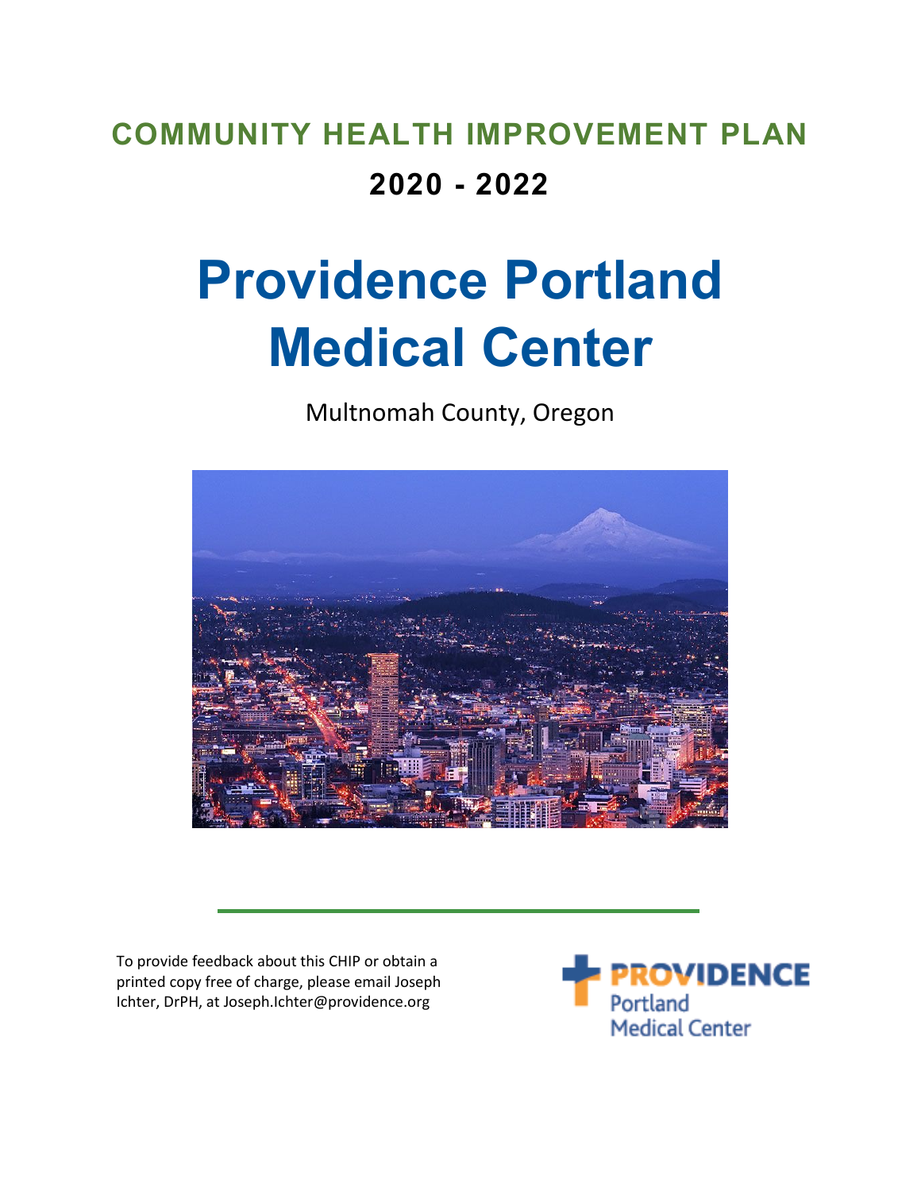# COMMUNITY HEALTH IMPROVEMENT PLAN

## 2020 - 2022

# Providence Portland Medical Center

Multnomah County, Oregon

To provide feedback about this CHIP or obtain a printed copy free of charge, please email Joseph Ichter, DrPH, at Joseph.Ichter@providence.org

PROVIDENCE Portland Medical Center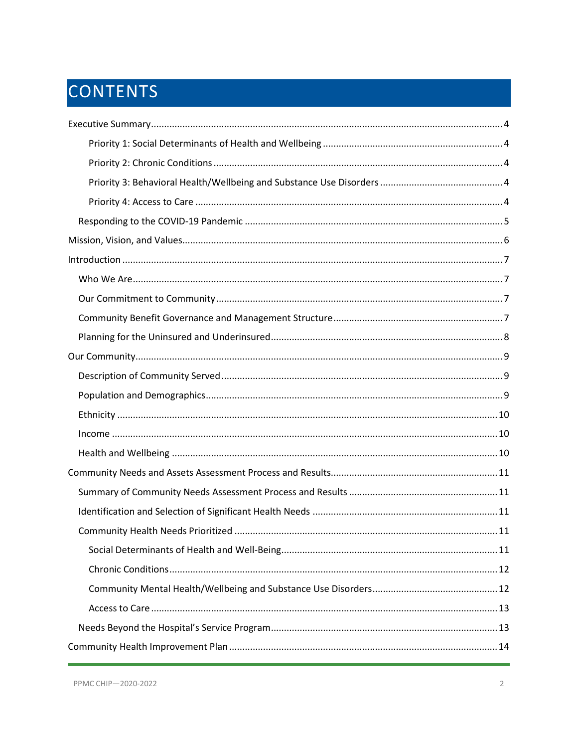# CONTENTS

Executive Summary .... 4

- Priority 1: Social Determinants of Health and Wellbeing .... 4
- Priority 2: Chronic Conditions .... 4
- Priority 3: Behavioral Health/Wellbeing and Substance Use Disorders .... 4
- Priority 4: Access to Care .... 4

Responding to the COVID-19 Pandemic .... 5

Mission, Vision, and Values .... 6

Introduction .... 7

- Who We Are .... 7
- Our Commitment to Community .... 7
- Community Benefit Governance and Management Structure .... 7
- Planning for the Uninsured and Underinsured .... 8

Our Community .... 9

- Description of Community Served .... 9
- Population and Demographics .... 9
- Ethnicity .... 10
- Income .... 10
- Health and Wellbeing .... 10

Community Needs and Assets Assessment Process and Results .... 11

- Summary of Community Needs Assessment Process and Results .... 11
- Identification and Selection of Significant Health Needs .... 11
- Community Health Needs Prioritized .... 11
  - Social Determinants of Health and Well-Being .... 11
  - Chronic Conditions .... 12
  - Community Mental Health/Wellbeing and Substance Use Disorders .... 12
  - Access to Care .... 13
- Needs Beyond the Hospital's Service Program .... 13

Community Health Improvement Plan .... 14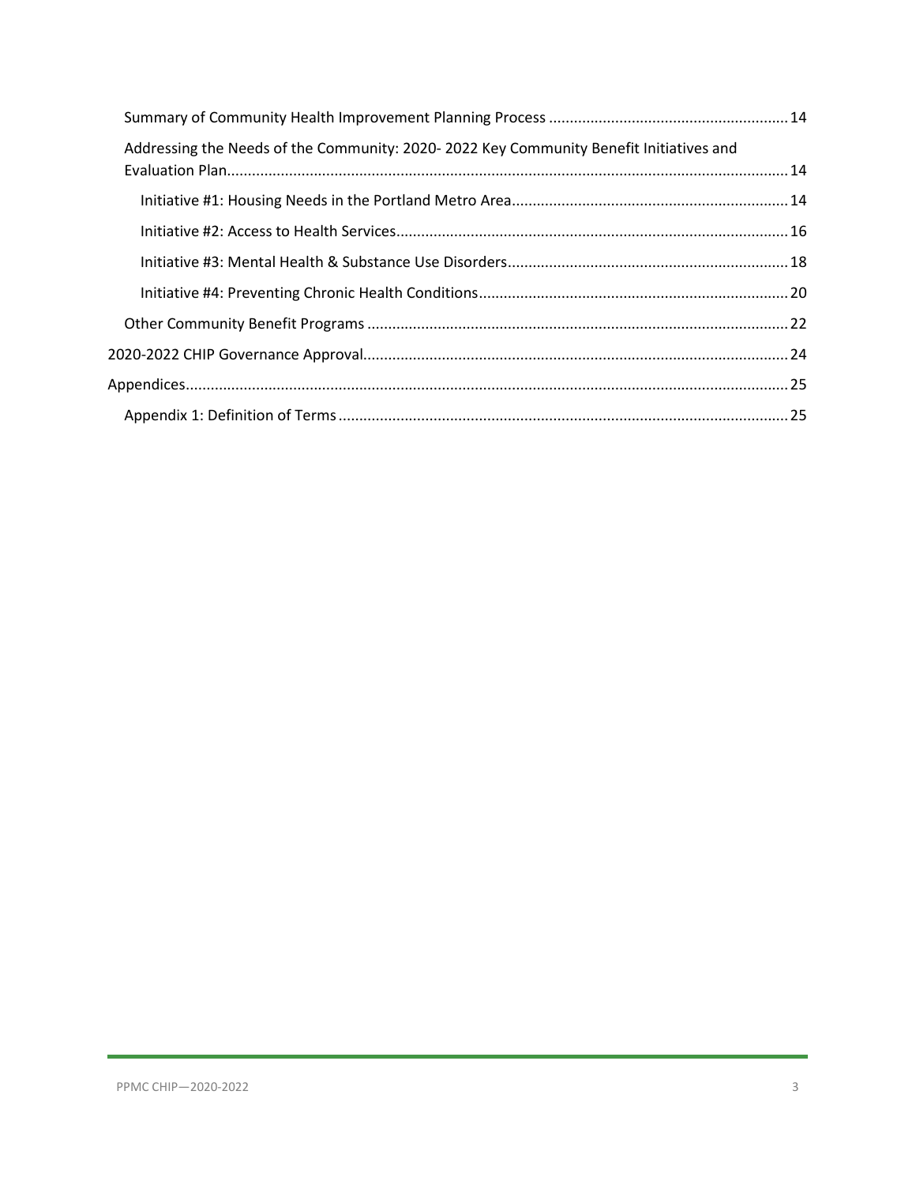Summary of Community Health Improvement Planning Process .......................................................... 14

Addressing the Needs of the Community: 2020- 2022 Key Community Benefit Initiatives and Evaluation Plan ....................................................................................................................................... 14

Initiative #1: Housing Needs in the Portland Metro Area .................................................................. 14

Initiative #2: Access to Health Services ............................................................................................. 16

Initiative #3: Mental Health & Substance Use Disorders ................................................................... 18

Initiative #4: Preventing Chronic Health Conditions .......................................................................... 20

Other Community Benefit Programs ..................................................................................................... 22

2020-2022 CHIP Governance Approval ...................................................................................................... 24

Appendices ................................................................................................................................................. 25

Appendix 1: Definition of Terms ............................................................................................................ 25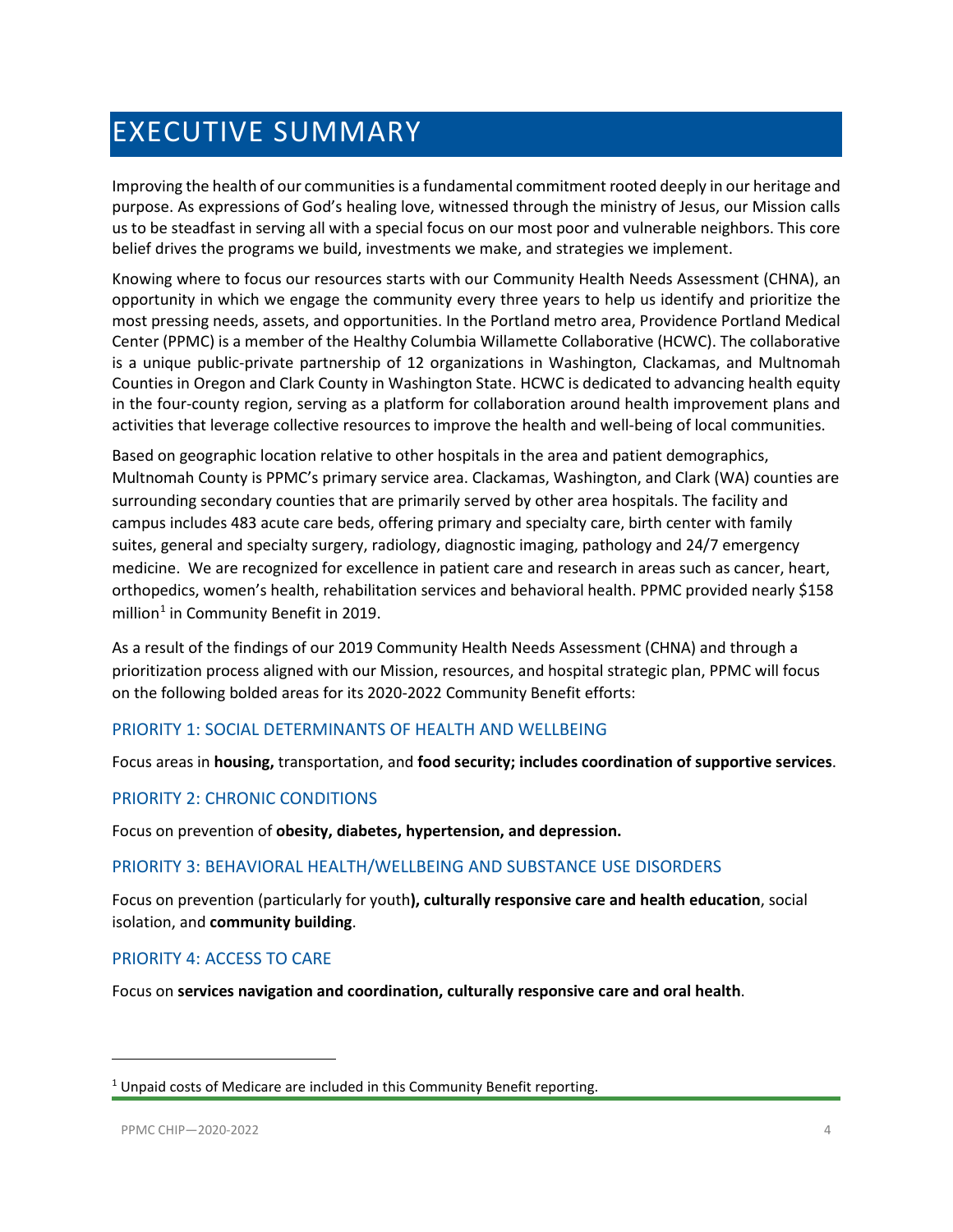# EXECUTIVE SUMMARY

Improving the health of our communities is a fundamental commitment rooted deeply in our heritage and purpose. As expressions of God's healing love, witnessed through the ministry of Jesus, our Mission calls us to be steadfast in serving all with a special focus on our most poor and vulnerable neighbors. This core belief drives the programs we build, investments we make, and strategies we implement.

Knowing where to focus our resources starts with our Community Health Needs Assessment (CHNA), an opportunity in which we engage the community every three years to help us identify and prioritize the most pressing needs, assets, and opportunities. In the Portland metro area, Providence Portland Medical Center (PPMC) is a member of the Healthy Columbia Willamette Collaborative (HCWC). The collaborative is a unique public-private partnership of 12 organizations in Washington, Clackamas, and Multnomah Counties in Oregon and Clark County in Washington State. HCWC is dedicated to advancing health equity in the four-county region, serving as a platform for collaboration around health improvement plans and activities that leverage collective resources to improve the health and well-being of local communities.

Based on geographic location relative to other hospitals in the area and patient demographics, Multnomah County is PPMC's primary service area. Clackamas, Washington, and Clark (WA) counties are surrounding secondary counties that are primarily served by other area hospitals. The facility and campus includes 483 acute care beds, offering primary and specialty care, birth center with family suites, general and specialty surgery, radiology, diagnostic imaging, pathology and 24/7 emergency medicine. We are recognized for excellence in patient care and research in areas such as cancer, heart, orthopedics, women's health, rehabilitation services and behavioral health. PPMC provided nearly $158 million[1] in Community Benefit in 2019.

As a result of the findings of our 2019 Community Health Needs Assessment (CHNA) and through a prioritization process aligned with our Mission, resources, and hospital strategic plan, PPMC will focus on the following bolded areas for its 2020-2022 Community Benefit efforts:

### PRIORITY 1: SOCIAL DETERMINANTS OF HEALTH AND WELLBEING

Focus areas in **housing,** transportation, and **food security; includes coordination of supportive services**.

### PRIORITY 2: CHRONIC CONDITIONS

Focus on prevention of **obesity, diabetes, hypertension, and depression.**

### PRIORITY 3: BEHAVIORAL HEALTH/WELLBEING AND SUBSTANCE USE DISORDERS

Focus on prevention (particularly for youth**), culturally responsive care and health education**, social isolation, and **community building**.

### PRIORITY 4: ACCESS TO CARE

Focus on **services navigation and coordination, culturally responsive care and oral health**.

[1] Unpaid costs of Medicare are included in this Community Benefit reporting.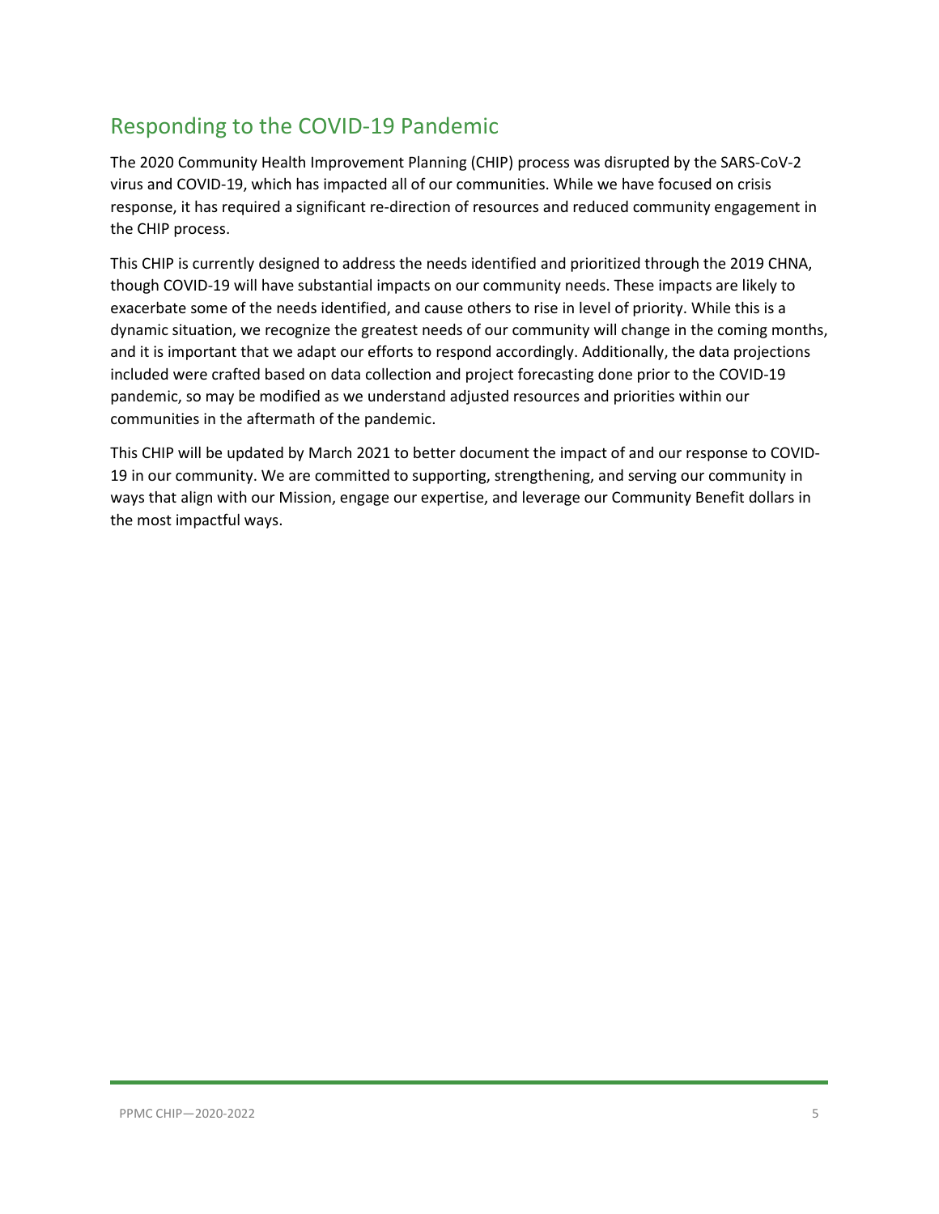## Responding to the COVID-19 Pandemic

The 2020 Community Health Improvement Planning (CHIP) process was disrupted by the SARS-CoV-2 virus and COVID-19, which has impacted all of our communities. While we have focused on crisis response, it has required a significant re-direction of resources and reduced community engagement in the CHIP process.

This CHIP is currently designed to address the needs identified and prioritized through the 2019 CHNA, though COVID-19 will have substantial impacts on our community needs. These impacts are likely to exacerbate some of the needs identified, and cause others to rise in level of priority. While this is a dynamic situation, we recognize the greatest needs of our community will change in the coming months, and it is important that we adapt our efforts to respond accordingly. Additionally, the data projections included were crafted based on data collection and project forecasting done prior to the COVID-19 pandemic, so may be modified as we understand adjusted resources and priorities within our communities in the aftermath of the pandemic.

This CHIP will be updated by March 2021 to better document the impact of and our response to COVID-19 in our community. We are committed to supporting, strengthening, and serving our community in ways that align with our Mission, engage our expertise, and leverage our Community Benefit dollars in the most impactful ways.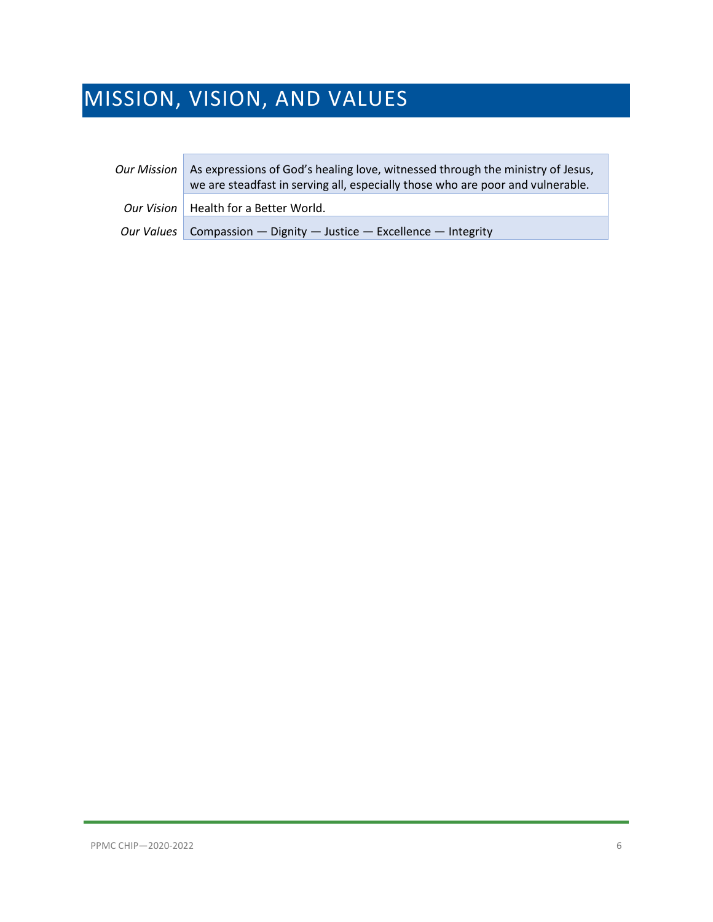# MISSION, VISION, AND VALUES

| | |
|---|---|
| *Our Mission* | As expressions of God's healing love, witnessed through the ministry of Jesus, we are steadfast in serving all, especially those who are poor and vulnerable. |
| *Our Vision* | Health for a Better World. |
| *Our Values* | Compassion — Dignity — Justice — Excellence — Integrity |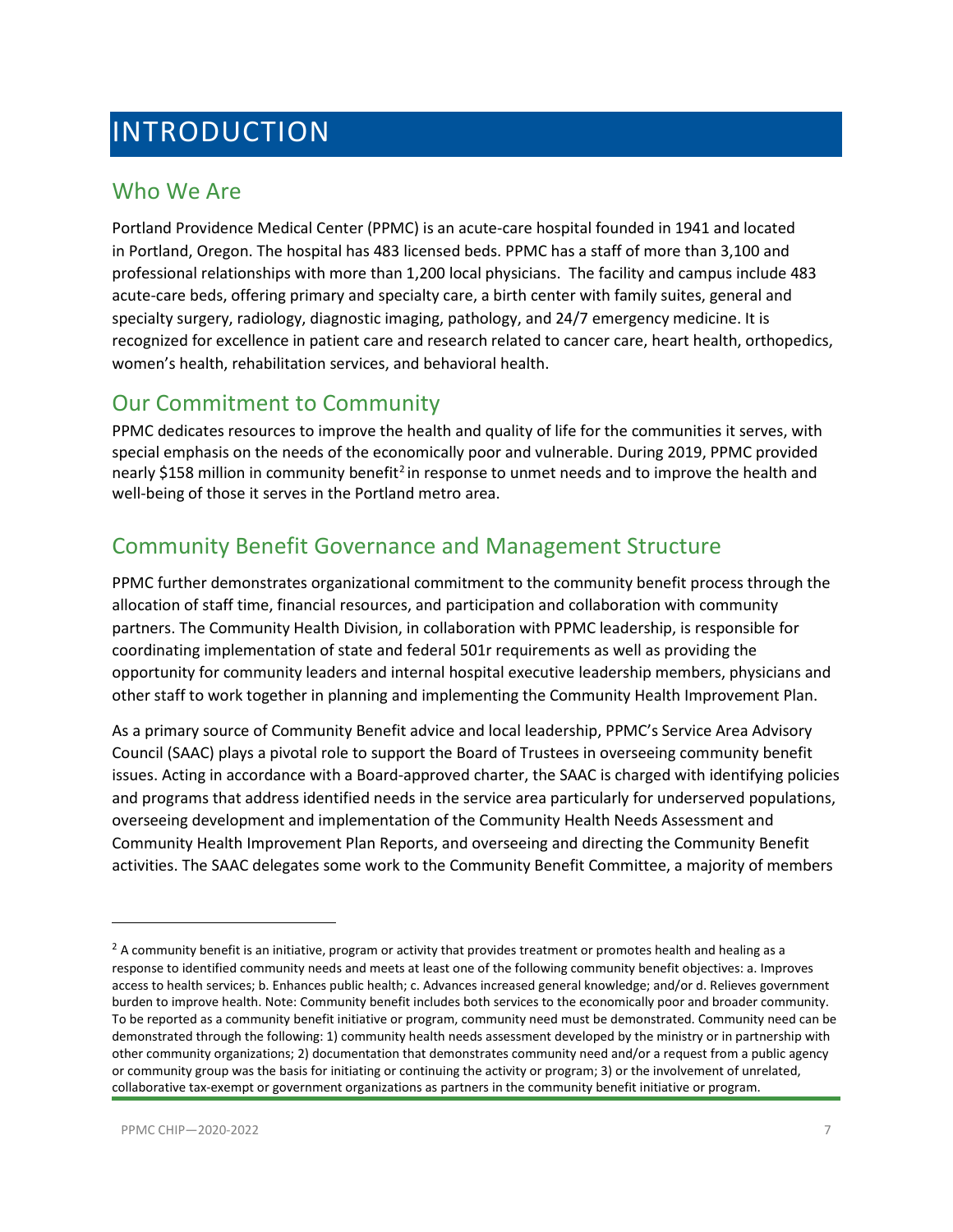# INTRODUCTION

## Who We Are

Portland Providence Medical Center (PPMC) is an acute-care hospital founded in 1941 and located in Portland, Oregon. The hospital has 483 licensed beds. PPMC has a staff of more than 3,100 and professional relationships with more than 1,200 local physicians. The facility and campus include 483 acute-care beds, offering primary and specialty care, a birth center with family suites, general and specialty surgery, radiology, diagnostic imaging, pathology, and 24/7 emergency medicine. It is recognized for excellence in patient care and research related to cancer care, heart health, orthopedics, women's health, rehabilitation services, and behavioral health.

## Our Commitment to Community

PPMC dedicates resources to improve the health and quality of life for the communities it serves, with special emphasis on the needs of the economically poor and vulnerable. During 2019, PPMC provided nearly $158 million in community benefit[2] in response to unmet needs and to improve the health and well-being of those it serves in the Portland metro area.

## Community Benefit Governance and Management Structure

PPMC further demonstrates organizational commitment to the community benefit process through the allocation of staff time, financial resources, and participation and collaboration with community partners. The Community Health Division, in collaboration with PPMC leadership, is responsible for coordinating implementation of state and federal 501r requirements as well as providing the opportunity for community leaders and internal hospital executive leadership members, physicians and other staff to work together in planning and implementing the Community Health Improvement Plan.

As a primary source of Community Benefit advice and local leadership, PPMC's Service Area Advisory Council (SAAC) plays a pivotal role to support the Board of Trustees in overseeing community benefit issues. Acting in accordance with a Board-approved charter, the SAAC is charged with identifying policies and programs that address identified needs in the service area particularly for underserved populations, overseeing development and implementation of the Community Health Needs Assessment and Community Health Improvement Plan Reports, and overseeing and directing the Community Benefit activities. The SAAC delegates some work to the Community Benefit Committee, a majority of members

---

[2] A community benefit is an initiative, program or activity that provides treatment or promotes health and healing as a response to identified community needs and meets at least one of the following community benefit objectives: a. Improves access to health services; b. Enhances public health; c. Advances increased general knowledge; and/or d. Relieves government burden to improve health. Note: Community benefit includes both services to the economically poor and broader community. To be reported as a community benefit initiative or program, community need must be demonstrated. Community need can be demonstrated through the following: 1) community health needs assessment developed by the ministry or in partnership with other community organizations; 2) documentation that demonstrates community need and/or a request from a public agency or community group was the basis for initiating or continuing the activity or program; 3) or the involvement of unrelated, collaborative tax-exempt or government organizations as partners in the community benefit initiative or program.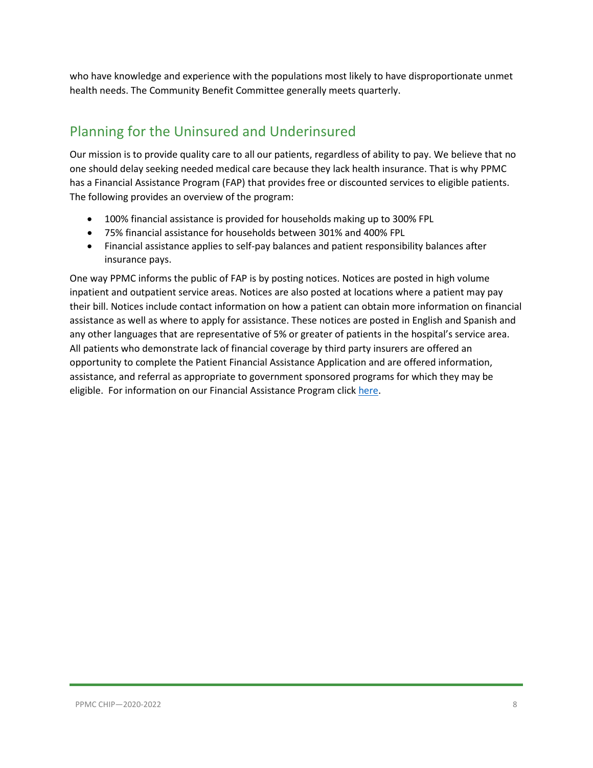who have knowledge and experience with the populations most likely to have disproportionate unmet health needs. The Community Benefit Committee generally meets quarterly.

## Planning for the Uninsured and Underinsured

Our mission is to provide quality care to all our patients, regardless of ability to pay. We believe that no one should delay seeking needed medical care because they lack health insurance. That is why PPMC has a Financial Assistance Program (FAP) that provides free or discounted services to eligible patients. The following provides an overview of the program:

- 100% financial assistance is provided for households making up to 300% FPL
- 75% financial assistance for households between 301% and 400% FPL
- Financial assistance applies to self-pay balances and patient responsibility balances after insurance pays.

One way PPMC informs the public of FAP is by posting notices. Notices are posted in high volume inpatient and outpatient service areas. Notices are also posted at locations where a patient may pay their bill. Notices include contact information on how a patient can obtain more information on financial assistance as well as where to apply for assistance. These notices are posted in English and Spanish and any other languages that are representative of 5% or greater of patients in the hospital's service area. All patients who demonstrate lack of financial coverage by third party insurers are offered an opportunity to complete the Patient Financial Assistance Application and are offered information, assistance, and referral as appropriate to government sponsored programs for which they may be eligible. For information on our Financial Assistance Program click here.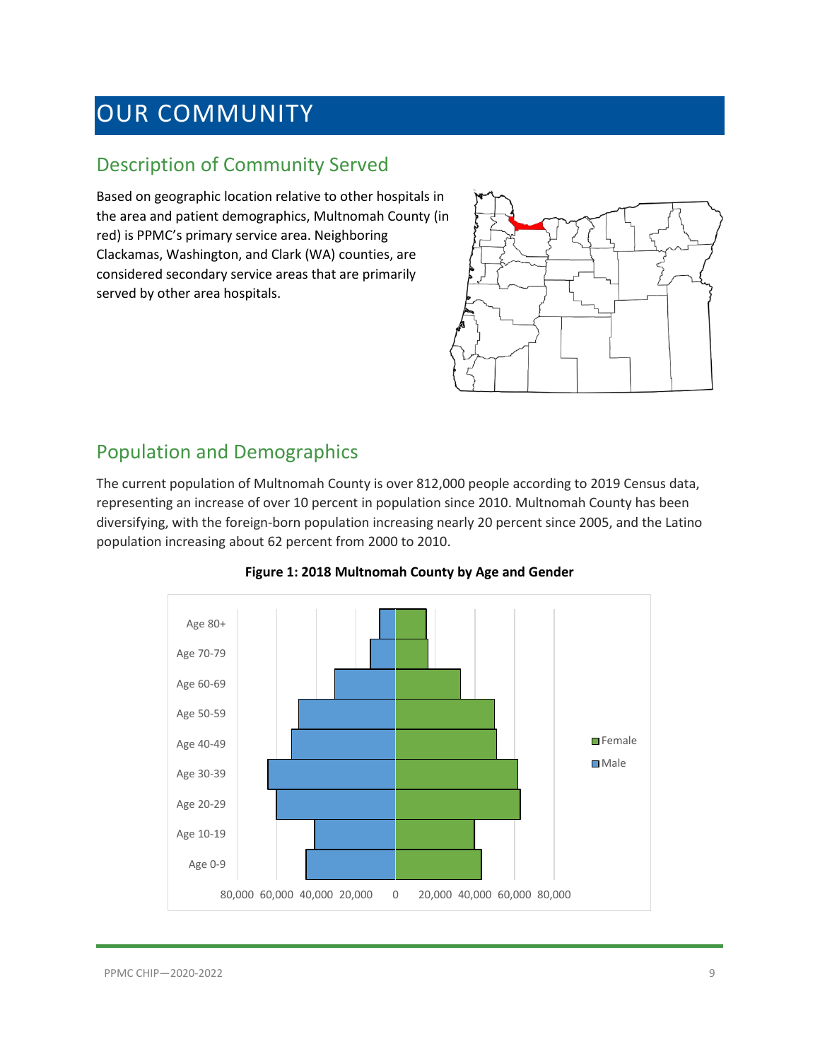# OUR COMMUNITY

## Description of Community Served

Based on geographic location relative to other hospitals in the area and patient demographics, Multnomah County (in red) is PPMC's primary service area. Neighboring Clackamas, Washington, and Clark (WA) counties, are considered secondary service areas that are primarily served by other area hospitals.

## Population and Demographics

The current population of Multnomah County is over 812,000 people according to 2019 Census data, representing an increase of over 10 percent in population since 2010. Multnomah County has been diversifying, with the foreign-born population increasing nearly 20 percent since 2005, and the Latino population increasing about 62 percent from 2000 to 2010.

**Figure 1: 2018 Multnomah County by Age and Gender**

Age 80+
Age 70-79
Age 60-69
Age 50-59
Age 40-49
Age 30-39
Age 20-29
Age 10-19
Age 0-9

80,000 60,000 40,000 20,000 0 20,000 40,000 60,000 80,000

Female
Male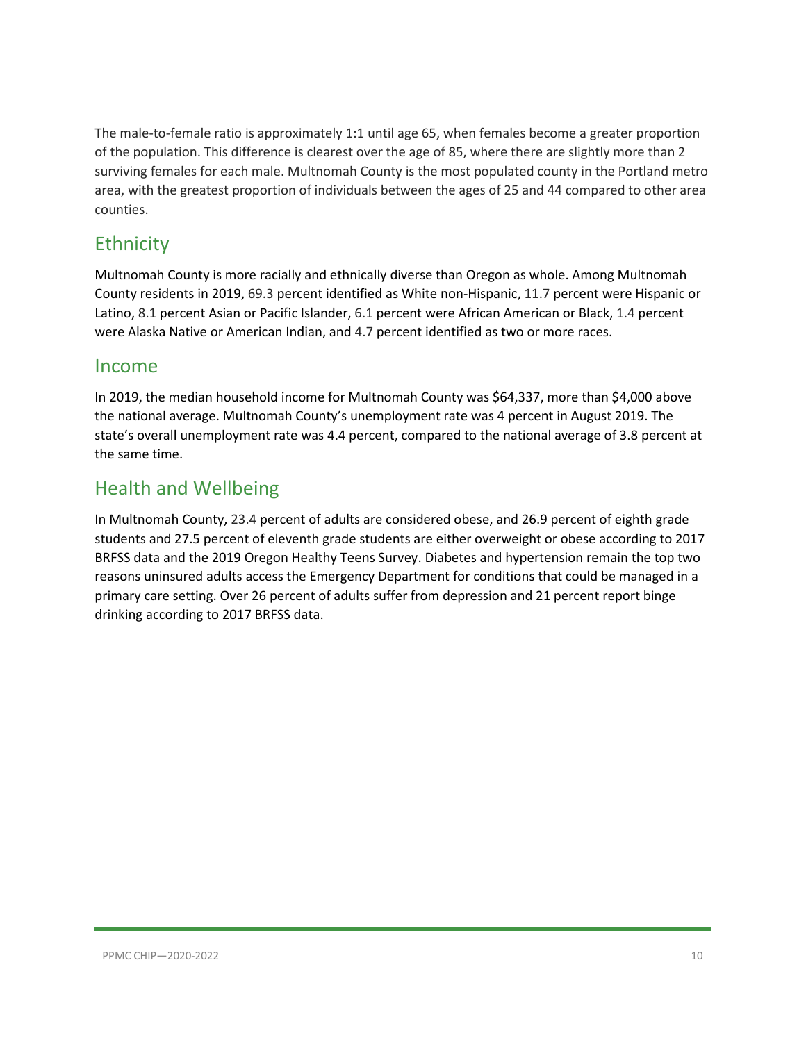The male-to-female ratio is approximately 1:1 until age 65, when females become a greater proportion of the population. This difference is clearest over the age of 85, where there are slightly more than 2 surviving females for each male. Multnomah County is the most populated county in the Portland metro area, with the greatest proportion of individuals between the ages of 25 and 44 compared to other area counties.

## Ethnicity

Multnomah County is more racially and ethnically diverse than Oregon as whole. Among Multnomah County residents in 2019, 69.3 percent identified as White non-Hispanic, 11.7 percent were Hispanic or Latino, 8.1 percent Asian or Pacific Islander, 6.1 percent were African American or Black, 1.4 percent were Alaska Native or American Indian, and 4.7 percent identified as two or more races.

## Income

In 2019, the median household income for Multnomah County was $64,337, more than $4,000 above the national average. Multnomah County's unemployment rate was 4 percent in August 2019. The state's overall unemployment rate was 4.4 percent, compared to the national average of 3.8 percent at the same time.

## Health and Wellbeing

In Multnomah County, 23.4 percent of adults are considered obese, and 26.9 percent of eighth grade students and 27.5 percent of eleventh grade students are either overweight or obese according to 2017 BRFSS data and the 2019 Oregon Healthy Teens Survey. Diabetes and hypertension remain the top two reasons uninsured adults access the Emergency Department for conditions that could be managed in a primary care setting. Over 26 percent of adults suffer from depression and 21 percent report binge drinking according to 2017 BRFSS data.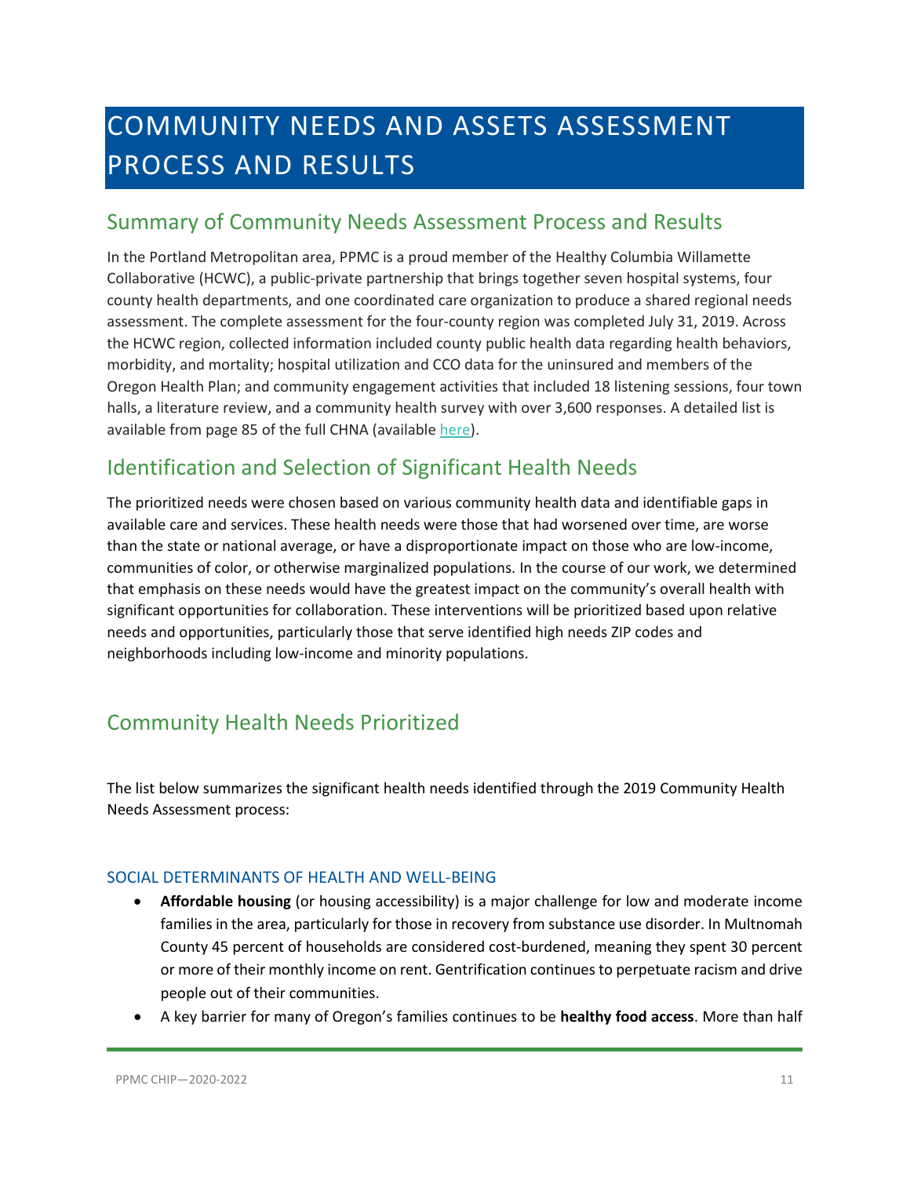# COMMUNITY NEEDS AND ASSETS ASSESSMENT PROCESS AND RESULTS

## Summary of Community Needs Assessment Process and Results

In the Portland Metropolitan area, PPMC is a proud member of the Healthy Columbia Willamette Collaborative (HCWC), a public-private partnership that brings together seven hospital systems, four county health departments, and one coordinated care organization to produce a shared regional needs assessment. The complete assessment for the four-county region was completed July 31, 2019. Across the HCWC region, collected information included county public health data regarding health behaviors, morbidity, and mortality; hospital utilization and CCO data for the uninsured and members of the Oregon Health Plan; and community engagement activities that included 18 listening sessions, four town halls, a literature review, and a community health survey with over 3,600 responses. A detailed list is available from page 85 of the full CHNA (available here).

## Identification and Selection of Significant Health Needs

The prioritized needs were chosen based on various community health data and identifiable gaps in available care and services. These health needs were those that had worsened over time, are worse than the state or national average, or have a disproportionate impact on those who are low-income, communities of color, or otherwise marginalized populations. In the course of our work, we determined that emphasis on these needs would have the greatest impact on the community's overall health with significant opportunities for collaboration. These interventions will be prioritized based upon relative needs and opportunities, particularly those that serve identified high needs ZIP codes and neighborhoods including low-income and minority populations.

## Community Health Needs Prioritized

The list below summarizes the significant health needs identified through the 2019 Community Health Needs Assessment process:

### SOCIAL DETERMINANTS OF HEALTH AND WELL-BEING

- **Affordable housing** (or housing accessibility) is a major challenge for low and moderate income families in the area, particularly for those in recovery from substance use disorder. In Multnomah County 45 percent of households are considered cost-burdened, meaning they spent 30 percent or more of their monthly income on rent. Gentrification continues to perpetuate racism and drive people out of their communities.
- A key barrier for many of Oregon's families continues to be **healthy food access**. More than half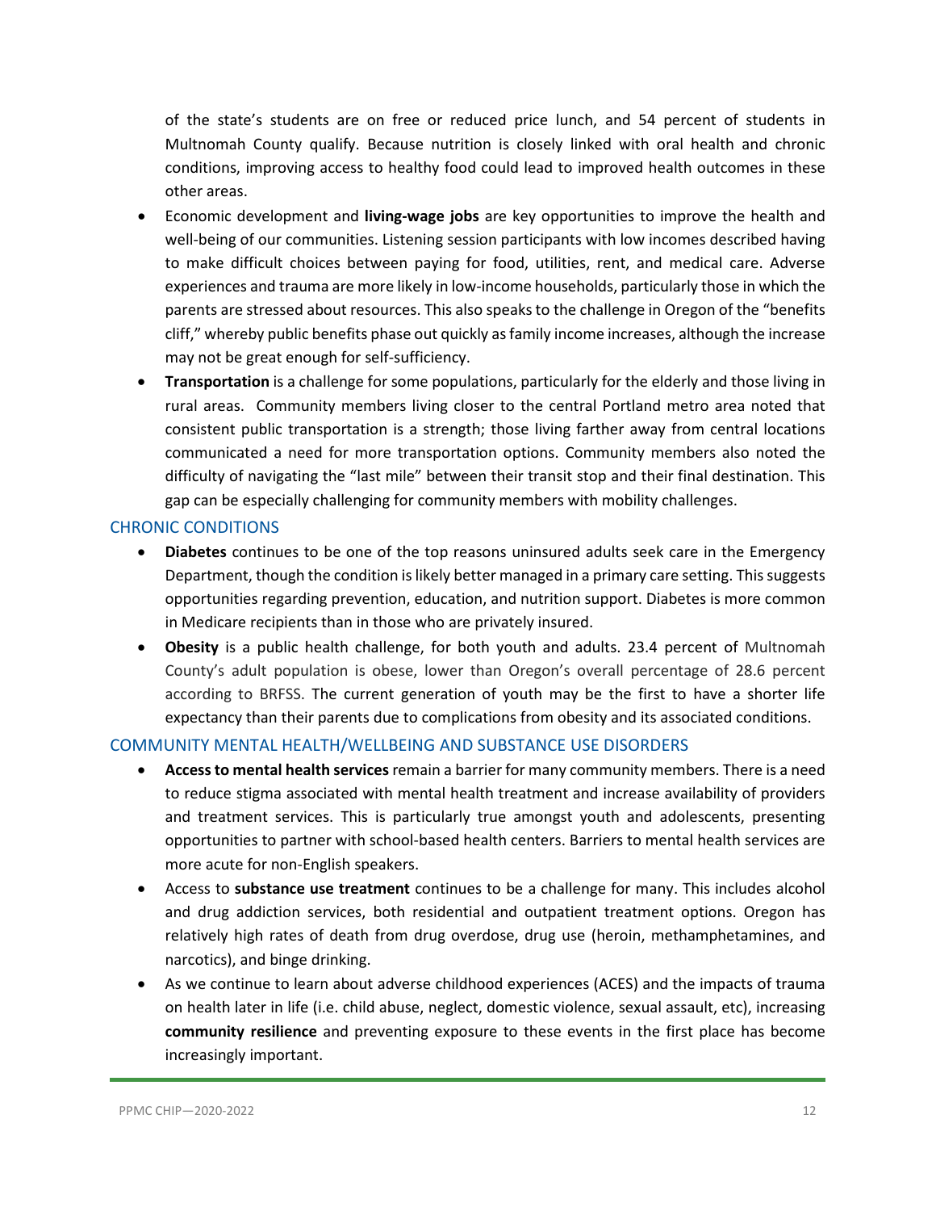of the state's students are on free or reduced price lunch, and 54 percent of students in Multnomah County qualify. Because nutrition is closely linked with oral health and chronic conditions, improving access to healthy food could lead to improved health outcomes in these other areas.

- Economic development and **living-wage jobs** are key opportunities to improve the health and well-being of our communities. Listening session participants with low incomes described having to make difficult choices between paying for food, utilities, rent, and medical care. Adverse experiences and trauma are more likely in low-income households, particularly those in which the parents are stressed about resources. This also speaks to the challenge in Oregon of the "benefits cliff," whereby public benefits phase out quickly as family income increases, although the increase may not be great enough for self-sufficiency.
- **Transportation** is a challenge for some populations, particularly for the elderly and those living in rural areas. Community members living closer to the central Portland metro area noted that consistent public transportation is a strength; those living farther away from central locations communicated a need for more transportation options. Community members also noted the difficulty of navigating the "last mile" between their transit stop and their final destination. This gap can be especially challenging for community members with mobility challenges.

## CHRONIC CONDITIONS

- **Diabetes** continues to be one of the top reasons uninsured adults seek care in the Emergency Department, though the condition is likely better managed in a primary care setting. This suggests opportunities regarding prevention, education, and nutrition support. Diabetes is more common in Medicare recipients than in those who are privately insured.
- **Obesity** is a public health challenge, for both youth and adults. 23.4 percent of Multnomah County's adult population is obese, lower than Oregon's overall percentage of 28.6 percent according to BRFSS. The current generation of youth may be the first to have a shorter life expectancy than their parents due to complications from obesity and its associated conditions.

## COMMUNITY MENTAL HEALTH/WELLBEING AND SUBSTANCE USE DISORDERS

- **Access to mental health services** remain a barrier for many community members. There is a need to reduce stigma associated with mental health treatment and increase availability of providers and treatment services. This is particularly true amongst youth and adolescents, presenting opportunities to partner with school-based health centers. Barriers to mental health services are more acute for non-English speakers.
- Access to **substance use treatment** continues to be a challenge for many. This includes alcohol and drug addiction services, both residential and outpatient treatment options. Oregon has relatively high rates of death from drug overdose, drug use (heroin, methamphetamines, and narcotics), and binge drinking.
- As we continue to learn about adverse childhood experiences (ACES) and the impacts of trauma on health later in life (i.e. child abuse, neglect, domestic violence, sexual assault, etc), increasing **community resilience** and preventing exposure to these events in the first place has become increasingly important.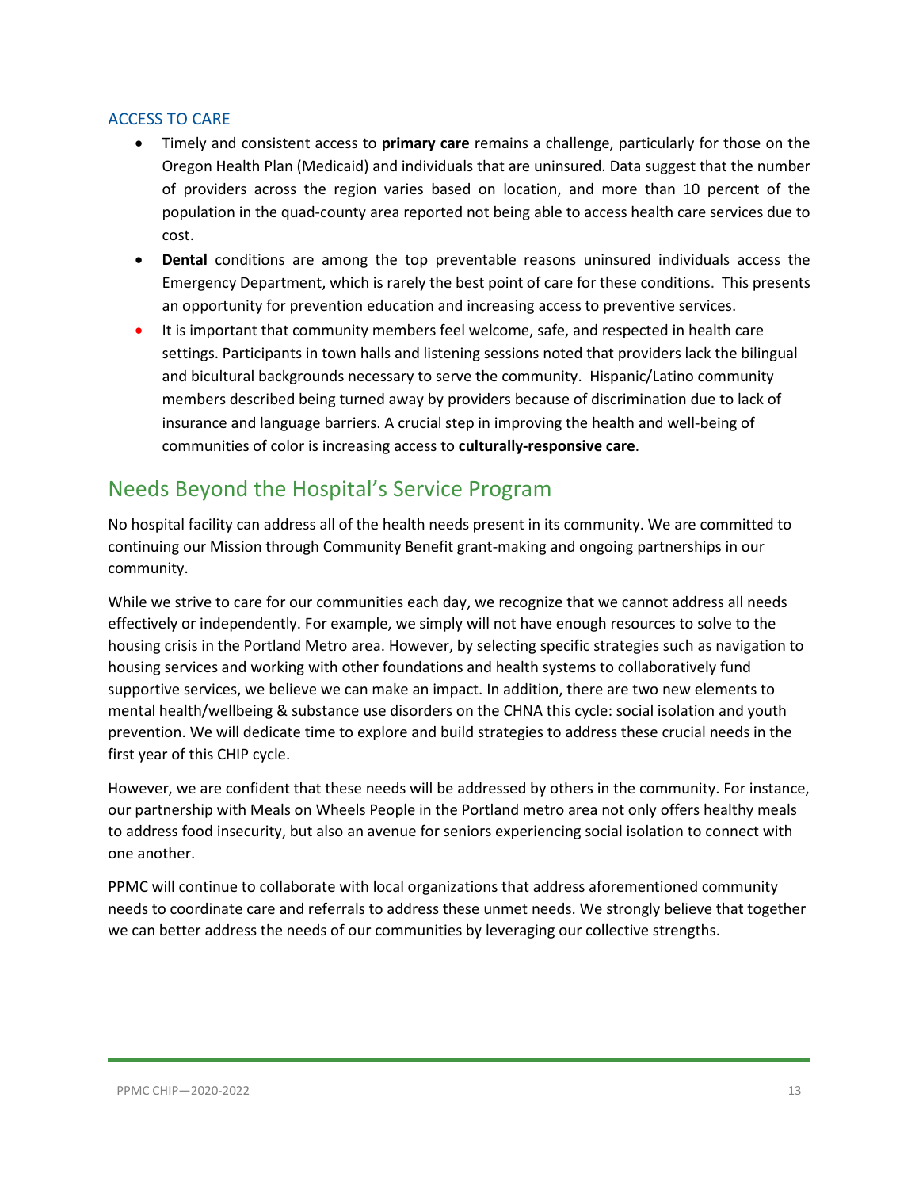### ACCESS TO CARE

- Timely and consistent access to **primary care** remains a challenge, particularly for those on the Oregon Health Plan (Medicaid) and individuals that are uninsured. Data suggest that the number of providers across the region varies based on location, and more than 10 percent of the population in the quad-county area reported not being able to access health care services due to cost.
- **Dental** conditions are among the top preventable reasons uninsured individuals access the Emergency Department, which is rarely the best point of care for these conditions. This presents an opportunity for prevention education and increasing access to preventive services.
- It is important that community members feel welcome, safe, and respected in health care settings. Participants in town halls and listening sessions noted that providers lack the bilingual and bicultural backgrounds necessary to serve the community. Hispanic/Latino community members described being turned away by providers because of discrimination due to lack of insurance and language barriers. A crucial step in improving the health and well-being of communities of color is increasing access to **culturally-responsive care**.

## Needs Beyond the Hospital's Service Program

No hospital facility can address all of the health needs present in its community. We are committed to continuing our Mission through Community Benefit grant-making and ongoing partnerships in our community.

While we strive to care for our communities each day, we recognize that we cannot address all needs effectively or independently. For example, we simply will not have enough resources to solve to the housing crisis in the Portland Metro area. However, by selecting specific strategies such as navigation to housing services and working with other foundations and health systems to collaboratively fund supportive services, we believe we can make an impact. In addition, there are two new elements to mental health/wellbeing & substance use disorders on the CHNA this cycle: social isolation and youth prevention. We will dedicate time to explore and build strategies to address these crucial needs in the first year of this CHIP cycle.

However, we are confident that these needs will be addressed by others in the community. For instance, our partnership with Meals on Wheels People in the Portland metro area not only offers healthy meals to address food insecurity, but also an avenue for seniors experiencing social isolation to connect with one another.

PPMC will continue to collaborate with local organizations that address aforementioned community needs to coordinate care and referrals to address these unmet needs. We strongly believe that together we can better address the needs of our communities by leveraging our collective strengths.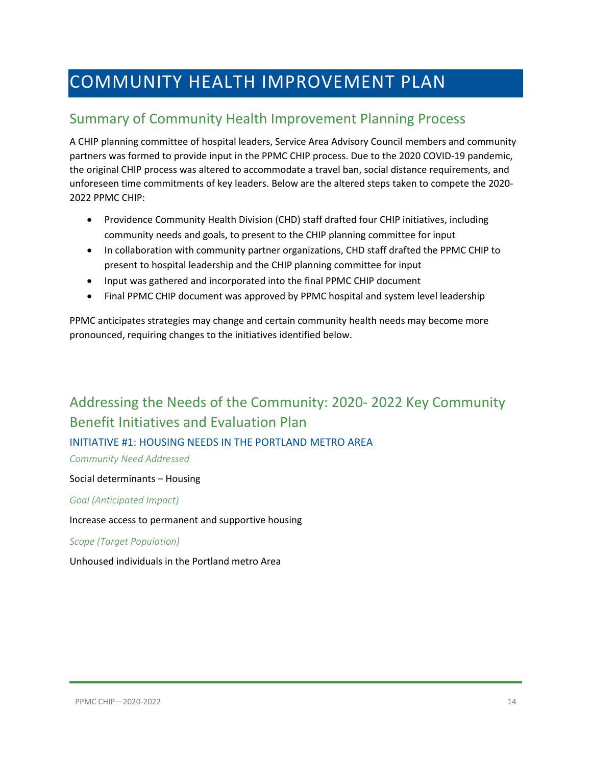# COMMUNITY HEALTH IMPROVEMENT PLAN

## Summary of Community Health Improvement Planning Process

A CHIP planning committee of hospital leaders, Service Area Advisory Council members and community partners was formed to provide input in the PPMC CHIP process. Due to the 2020 COVID-19 pandemic, the original CHIP process was altered to accommodate a travel ban, social distance requirements, and unforeseen time commitments of key leaders. Below are the altered steps taken to compete the 2020-2022 PPMC CHIP:

- Providence Community Health Division (CHD) staff drafted four CHIP initiatives, including community needs and goals, to present to the CHIP planning committee for input
- In collaboration with community partner organizations, CHD staff drafted the PPMC CHIP to present to hospital leadership and the CHIP planning committee for input
- Input was gathered and incorporated into the final PPMC CHIP document
- Final PPMC CHIP document was approved by PPMC hospital and system level leadership

PPMC anticipates strategies may change and certain community health needs may become more pronounced, requiring changes to the initiatives identified below.

## Addressing the Needs of the Community: 2020- 2022 Key Community Benefit Initiatives and Evaluation Plan

### INITIATIVE #1: HOUSING NEEDS IN THE PORTLAND METRO AREA

*Community Need Addressed*

Social determinants – Housing

*Goal (Anticipated Impact)*

Increase access to permanent and supportive housing

*Scope (Target Population)*

Unhoused individuals in the Portland metro Area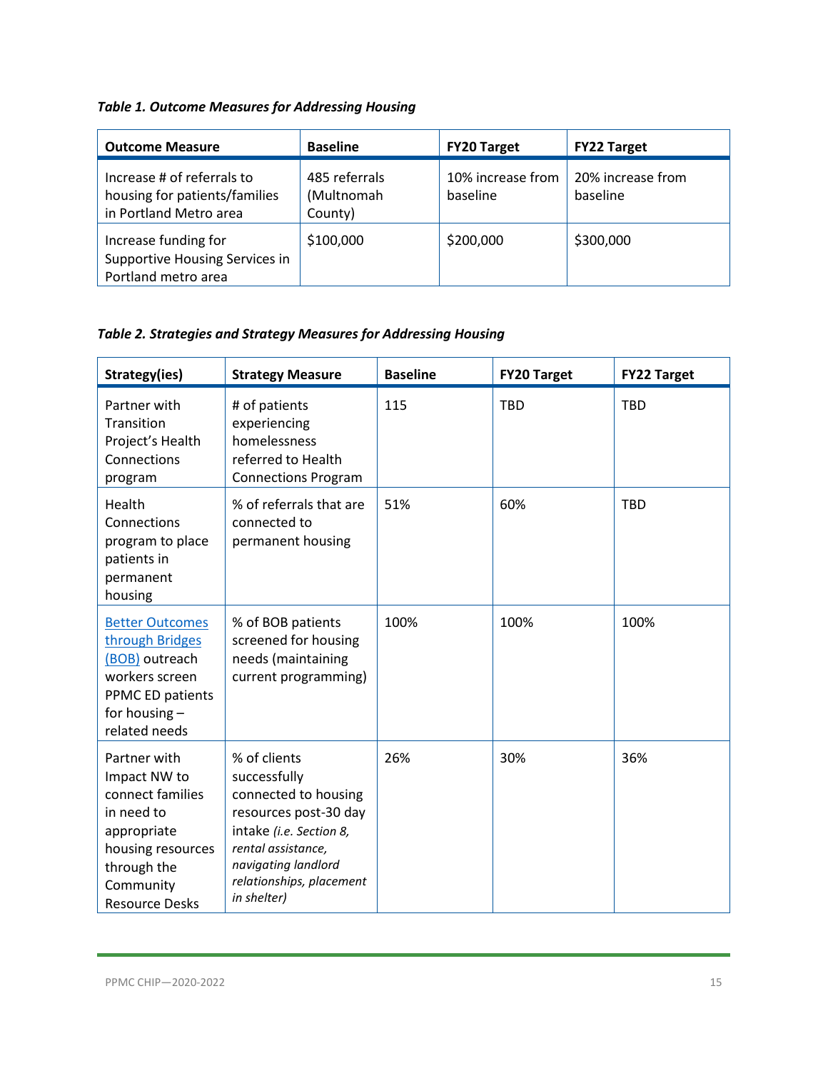*Table 1. Outcome Measures for Addressing Housing*

| Outcome Measure | Baseline | FY20 Target | FY22 Target |
|---|---|---|---|
| Increase # of referrals to housing for patients/families in Portland Metro area | 485 referrals (Multnomah County) | 10% increase from baseline | 20% increase from baseline |
| Increase funding for Supportive Housing Services in Portland metro area | $100,000 | $200,000 | $300,000 |

*Table 2. Strategies and Strategy Measures for Addressing Housing*

| Strategy(ies) | Strategy Measure | Baseline | FY20 Target | FY22 Target |
|---|---|---|---|---|
| Partner with Transition Project's Health Connections program | # of patients experiencing homelessness referred to Health Connections Program | 115 | TBD | TBD |
| Health Connections program to place patients in permanent housing | % of referrals that are connected to permanent housing | 51% | 60% | TBD |
| Better Outcomes through Bridges (BOB) outreach workers screen PPMC ED patients for housing – related needs | % of BOB patients screened for housing needs (maintaining current programming) | 100% | 100% | 100% |
| Partner with Impact NW to connect families in need to appropriate housing resources through the Community Resource Desks | % of clients successfully connected to housing resources post-30 day intake *(i.e. Section 8, rental assistance, navigating landlord relationships, placement in shelter)* | 26% | 30% | 36% |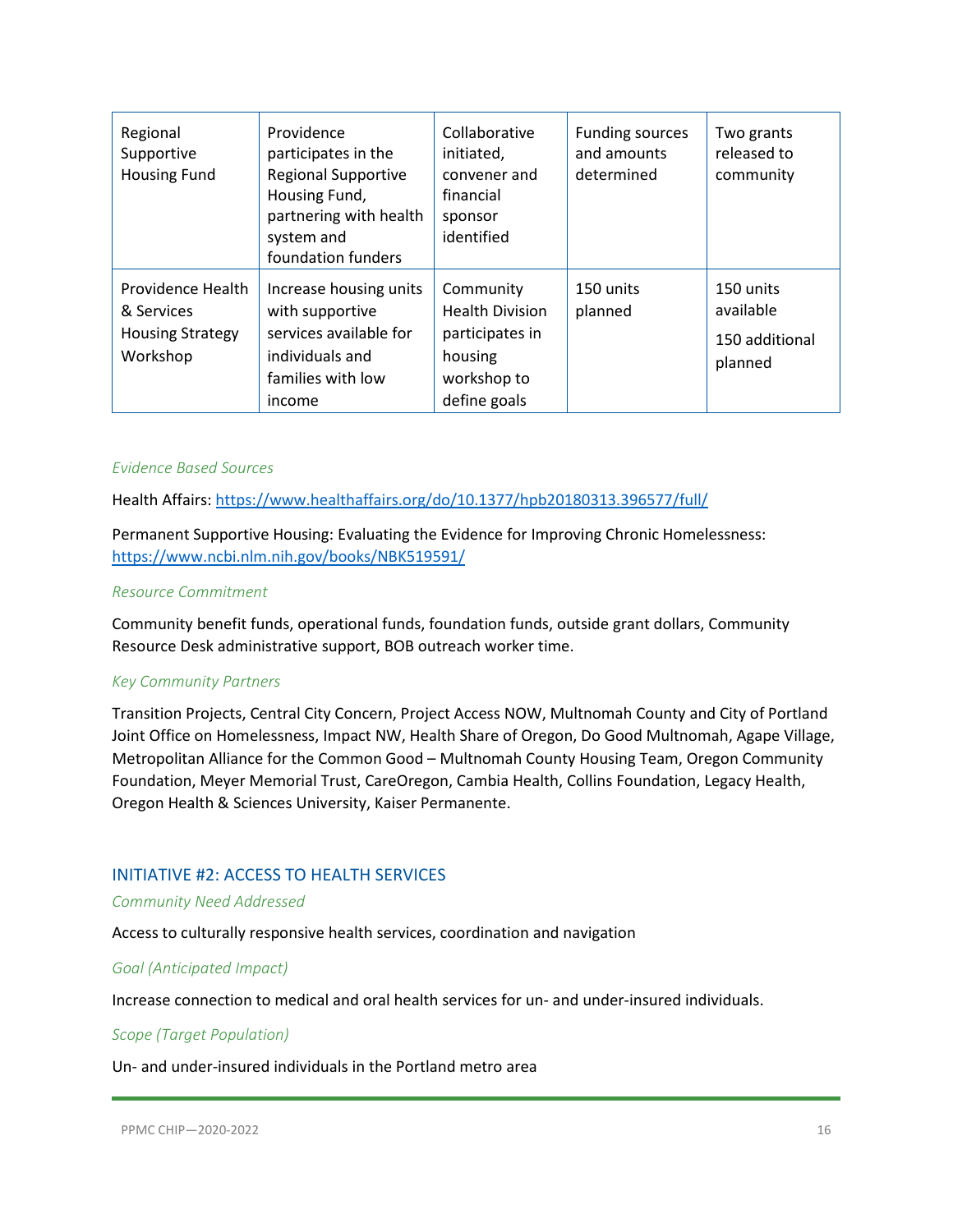| | | | | |
|---|---|---|---|---|
| Regional Supportive Housing Fund | Providence participates in the Regional Supportive Housing Fund, partnering with health system and foundation funders | Collaborative initiated, convener and financial sponsor identified | Funding sources and amounts determined | Two grants released to community |
| Providence Health & Services Housing Strategy Workshop | Increase housing units with supportive services available for individuals and families with low income | Community Health Division participates in housing workshop to define goals | 150 units planned | 150 units available<br><br>150 additional planned |

*Evidence Based Sources*

Health Affairs: https://www.healthaffairs.org/do/10.1377/hpb20180313.396577/full/

Permanent Supportive Housing: Evaluating the Evidence for Improving Chronic Homelessness: https://www.ncbi.nlm.nih.gov/books/NBK519591/

*Resource Commitment*

Community benefit funds, operational funds, foundation funds, outside grant dollars, Community Resource Desk administrative support, BOB outreach worker time.

*Key Community Partners*

Transition Projects, Central City Concern, Project Access NOW, Multnomah County and City of Portland Joint Office on Homelessness, Impact NW, Health Share of Oregon, Do Good Multnomah, Agape Village, Metropolitan Alliance for the Common Good – Multnomah County Housing Team, Oregon Community Foundation, Meyer Memorial Trust, CareOregon, Cambia Health, Collins Foundation, Legacy Health, Oregon Health & Sciences University, Kaiser Permanente.

## INITIATIVE #2: ACCESS TO HEALTH SERVICES

*Community Need Addressed*

Access to culturally responsive health services, coordination and navigation

*Goal (Anticipated Impact)*

Increase connection to medical and oral health services for un- and under-insured individuals.

*Scope (Target Population)*

Un- and under-insured individuals in the Portland metro area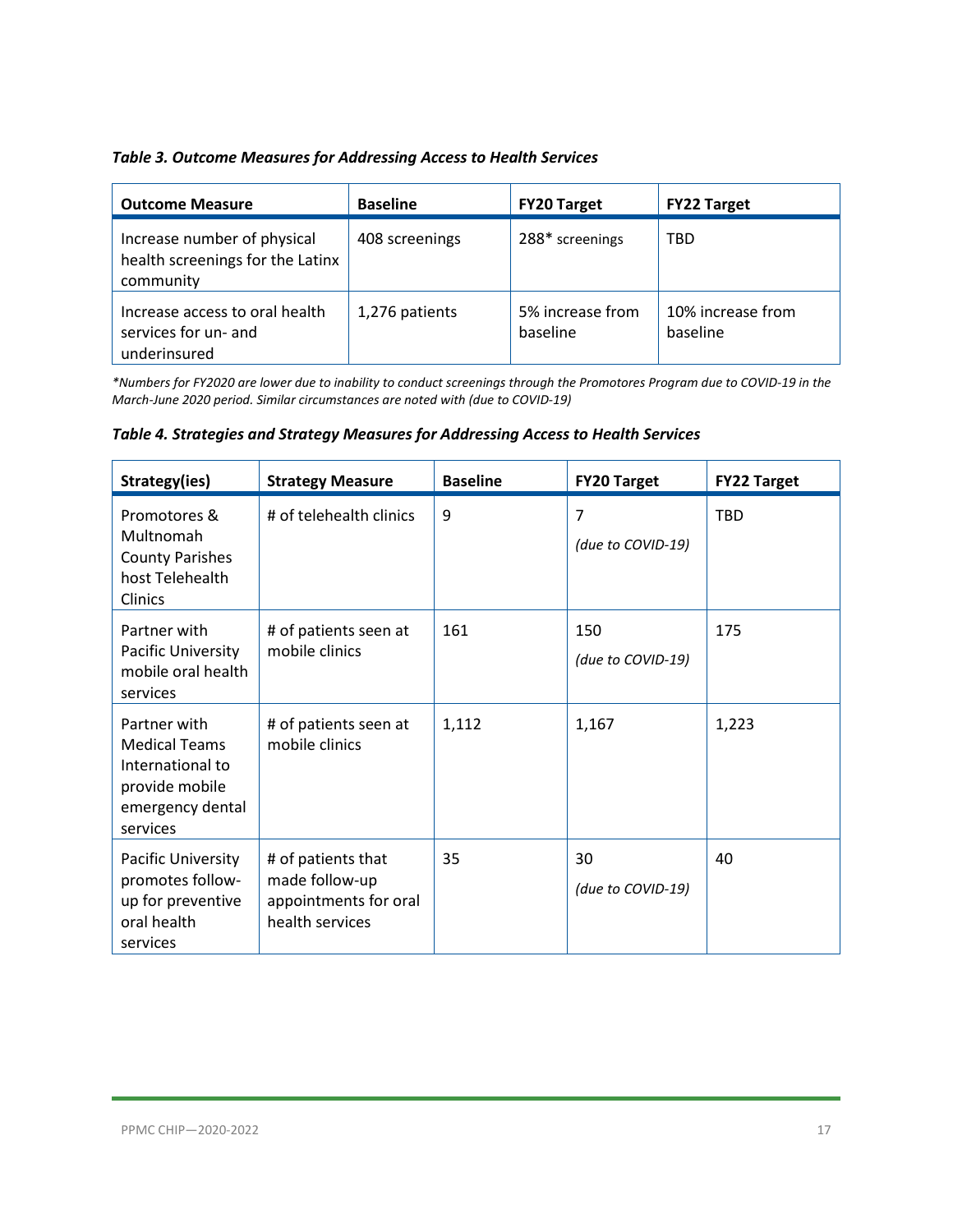***Table 3. Outcome Measures for Addressing Access to Health Services***

| Outcome Measure | Baseline | FY20 Target | FY22 Target |
|---|---|---|---|
| Increase number of physical health screenings for the Latinx community | 408 screenings | 288* screenings | TBD |
| Increase access to oral health services for un- and underinsured | 1,276 patients | 5% increase from baseline | 10% increase from baseline |

**Numbers for FY2020 are lower due to inability to conduct screenings through the Promotores Program due to COVID-19 in the March-June 2020 period. Similar circumstances are noted with (due to COVID-19)*

***Table 4. Strategies and Strategy Measures for Addressing Access to Health Services***

| Strategy(ies) | Strategy Measure | Baseline | FY20 Target | FY22 Target |
|---|---|---|---|---|
| Promotores & Multnomah County Parishes host Telehealth Clinics | # of telehealth clinics | 9 | 7 *(due to COVID-19)* | TBD |
| Partner with Pacific University mobile oral health services | # of patients seen at mobile clinics | 161 | 150 *(due to COVID-19)* | 175 |
| Partner with Medical Teams International to provide mobile emergency dental services | # of patients seen at mobile clinics | 1,112 | 1,167 | 1,223 |
| Pacific University promotes follow-up for preventive oral health services | # of patients that made follow-up appointments for oral health services | 35 | 30 *(due to COVID-19)* | 40 |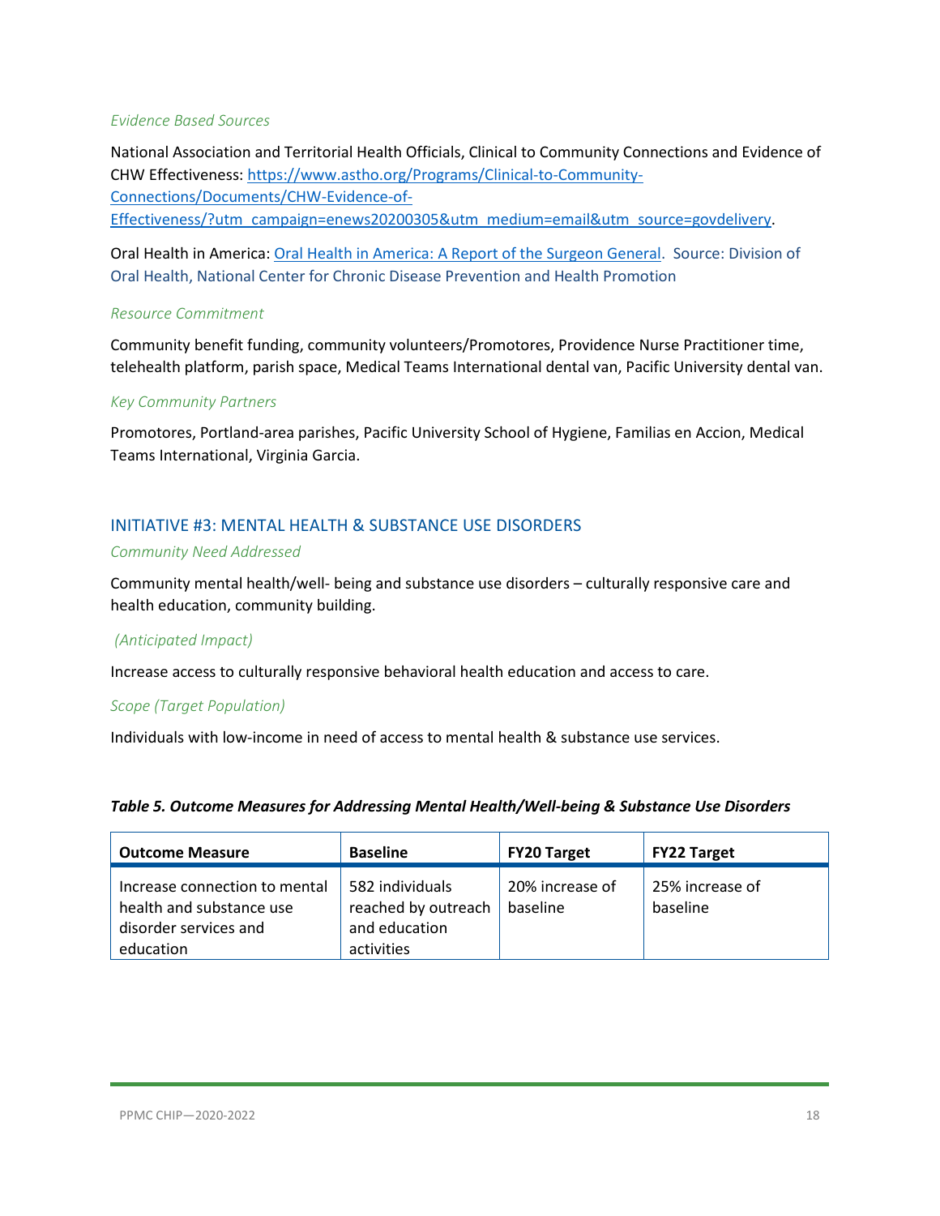*Evidence Based Sources*

National Association and Territorial Health Officials, Clinical to Community Connections and Evidence of CHW Effectiveness: [https://www.astho.org/Programs/Clinical-to-Community-Connections/Documents/CHW-Evidence-of-Effectiveness/?utm_campaign=enews20200305&utm_medium=email&utm_source=govdelivery](https://www.astho.org/Programs/Clinical-to-Community-Connections/Documents/CHW-Evidence-of-Effectiveness/?utm_campaign=enews20200305&utm_medium=email&utm_source=govdelivery).

Oral Health in America: [Oral Health in America: A Report of the Surgeon General](). Source: Division of Oral Health, National Center for Chronic Disease Prevention and Health Promotion

*Resource Commitment*

Community benefit funding, community volunteers/Promotores, Providence Nurse Practitioner time, telehealth platform, parish space, Medical Teams International dental van, Pacific University dental van.

*Key Community Partners*

Promotores, Portland-area parishes, Pacific University School of Hygiene, Familias en Accion, Medical Teams International, Virginia Garcia.

## INITIATIVE #3: MENTAL HEALTH & SUBSTANCE USE DISORDERS

*Community Need Addressed*

Community mental health/well- being and substance use disorders – culturally responsive care and health education, community building.

*(Anticipated Impact)*

Increase access to culturally responsive behavioral health education and access to care.

*Scope (Target Population)*

Individuals with low-income in need of access to mental health & substance use services.

***Table 5. Outcome Measures for Addressing Mental Health/Well-being & Substance Use Disorders***

| Outcome Measure | Baseline | FY20 Target | FY22 Target |
|---|---|---|---|
| Increase connection to mental health and substance use disorder services and education | 582 individuals reached by outreach and education activities | 20% increase of baseline | 25% increase of baseline |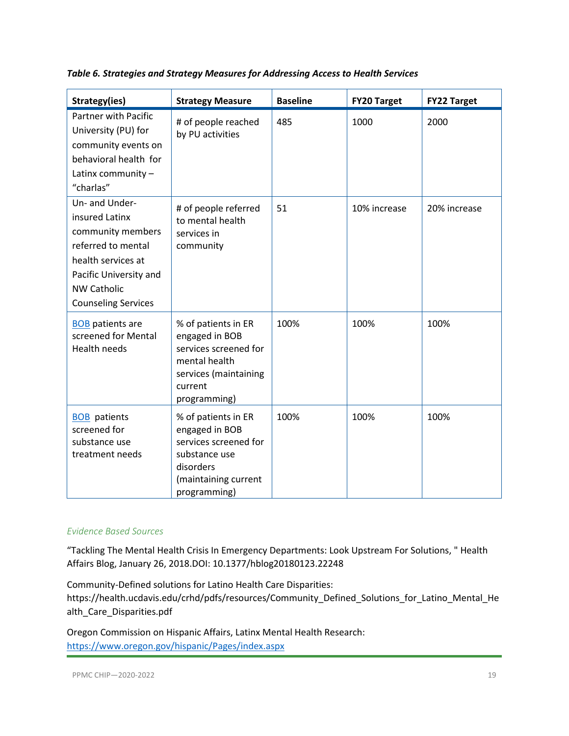*Table 6. Strategies and Strategy Measures for Addressing Access to Health Services*

| Strategy(ies) | Strategy Measure | Baseline | FY20 Target | FY22 Target |
|---|---|---|---|---|
| Partner with Pacific University (PU) for community events on behavioral health for Latinx community – "charlas" | # of people reached by PU activities | 485 | 1000 | 2000 |
| Un- and Under-insured Latinx community members referred to mental health services at Pacific University and NW Catholic Counseling Services | # of people referred to mental health services in community | 51 | 10% increase | 20% increase |
| BOB patients are screened for Mental Health needs | % of patients in ER engaged in BOB services screened for mental health services (maintaining current programming) | 100% | 100% | 100% |
| BOB patients screened for substance use treatment needs | % of patients in ER engaged in BOB services screened for substance use disorders (maintaining current programming) | 100% | 100% | 100% |

*Evidence Based Sources*

"Tackling The Mental Health Crisis In Emergency Departments: Look Upstream For Solutions, " Health Affairs Blog, January 26, 2018.DOI: 10.1377/hblog20180123.22248

Community-Defined solutions for Latino Health Care Disparities: https://health.ucdavis.edu/crhd/pdfs/resources/Community_Defined_Solutions_for_Latino_Mental_Health_Care_Disparities.pdf

Oregon Commission on Hispanic Affairs, Latinx Mental Health Research: https://www.oregon.gov/hispanic/Pages/index.aspx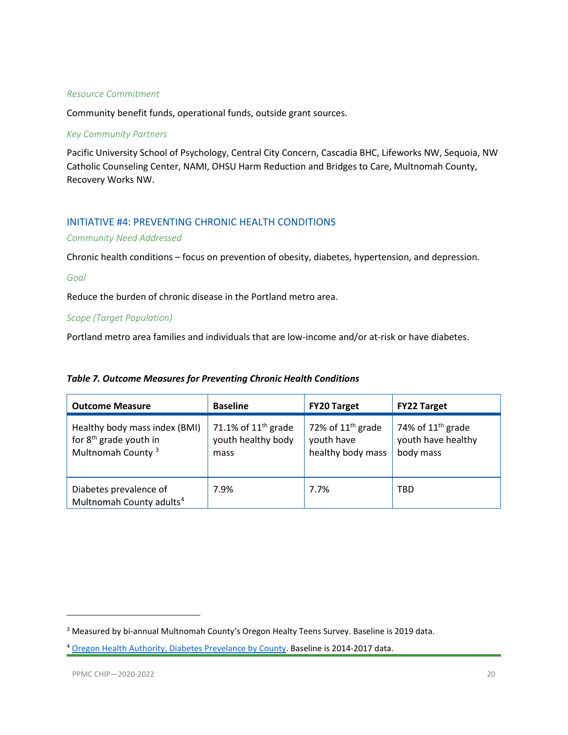*Resource Commitment*

Community benefit funds, operational funds, outside grant sources.

*Key Community Partners*

Pacific University School of Psychology, Central City Concern, Cascadia BHC, Lifeworks NW, Sequoia, NW Catholic Counseling Center, NAMI, OHSU Harm Reduction and Bridges to Care, Multnomah County, Recovery Works NW.

## INITIATIVE #4: PREVENTING CHRONIC HEALTH CONDITIONS

*Community Need Addressed*

Chronic health conditions – focus on prevention of obesity, diabetes, hypertension, and depression.

*Goal*

Reduce the burden of chronic disease in the Portland metro area.

*Scope (Target Population)*

Portland metro area families and individuals that are low-income and/or at-risk or have diabetes.

***Table 7. Outcome Measures for Preventing Chronic Health Conditions***

| Outcome Measure | Baseline | FY20 Target | FY22 Target |
|---|---|---|---|
| Healthy body mass index (BMI) for 8th grade youth in Multnomah County [3] | 71.1% of 11th grade youth healthy body mass | 72% of 11th grade youth have healthy body mass | 74% of 11th grade youth have healthy body mass |
| Diabetes prevalence of Multnomah County adults[4] | 7.9% | 7.7% | TBD |

[3] Measured by bi-annual Multnomah County's Oregon Healty Teens Survey. Baseline is 2019 data.

[4] Oregon Health Authority, Diabetes Prevelance by County. Baseline is 2014-2017 data.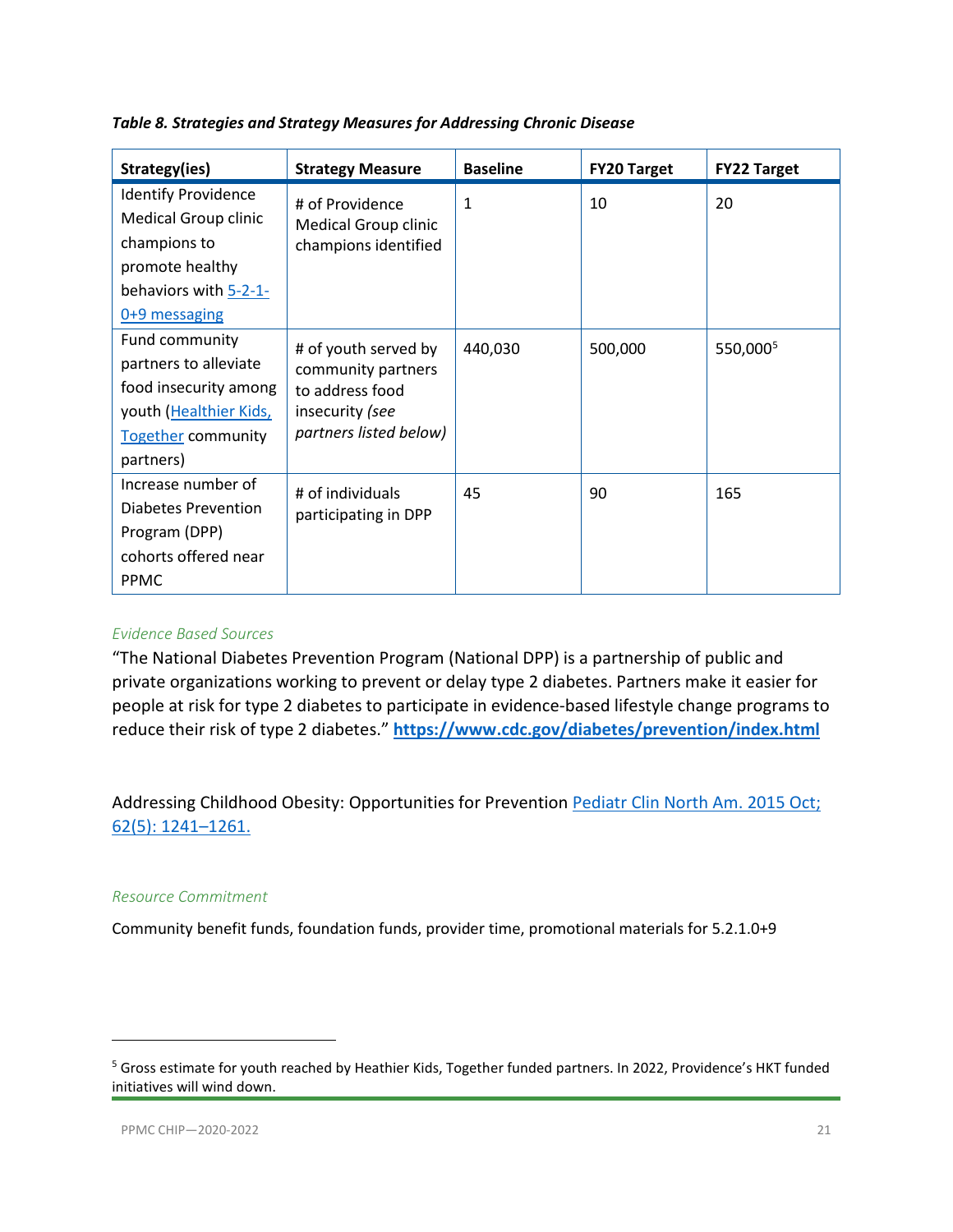*Table 8. Strategies and Strategy Measures for Addressing Chronic Disease*

| Strategy(ies) | Strategy Measure | Baseline | FY20 Target | FY22 Target |
|---|---|---|---|---|
| Identify Providence Medical Group clinic champions to promote healthy behaviors with 5-2-1-0+9 messaging | # of Providence Medical Group clinic champions identified | 1 | 10 | 20 |
| Fund community partners to alleviate food insecurity among youth (Healthier Kids, Together community partners) | # of youth served by community partners to address food insecurity *(see partners listed below)* | 440,030 | 500,000 | 550,000[5] |
| Increase number of Diabetes Prevention Program (DPP) cohorts offered near PPMC | # of individuals participating in DPP | 45 | 90 | 165 |

*Evidence Based Sources*

"The National Diabetes Prevention Program (National DPP) is a partnership of public and private organizations working to prevent or delay type 2 diabetes. Partners make it easier for people at risk for type 2 diabetes to participate in evidence-based lifestyle change programs to reduce their risk of type 2 diabetes." **https://www.cdc.gov/diabetes/prevention/index.html**

Addressing Childhood Obesity: Opportunities for Prevention Pediatr Clin North Am. 2015 Oct; 62(5): 1241–1261.

*Resource Commitment*

Community benefit funds, foundation funds, provider time, promotional materials for 5.2.1.0+9

[5] Gross estimate for youth reached by Heathier Kids, Together funded partners. In 2022, Providence's HKT funded initiatives will wind down.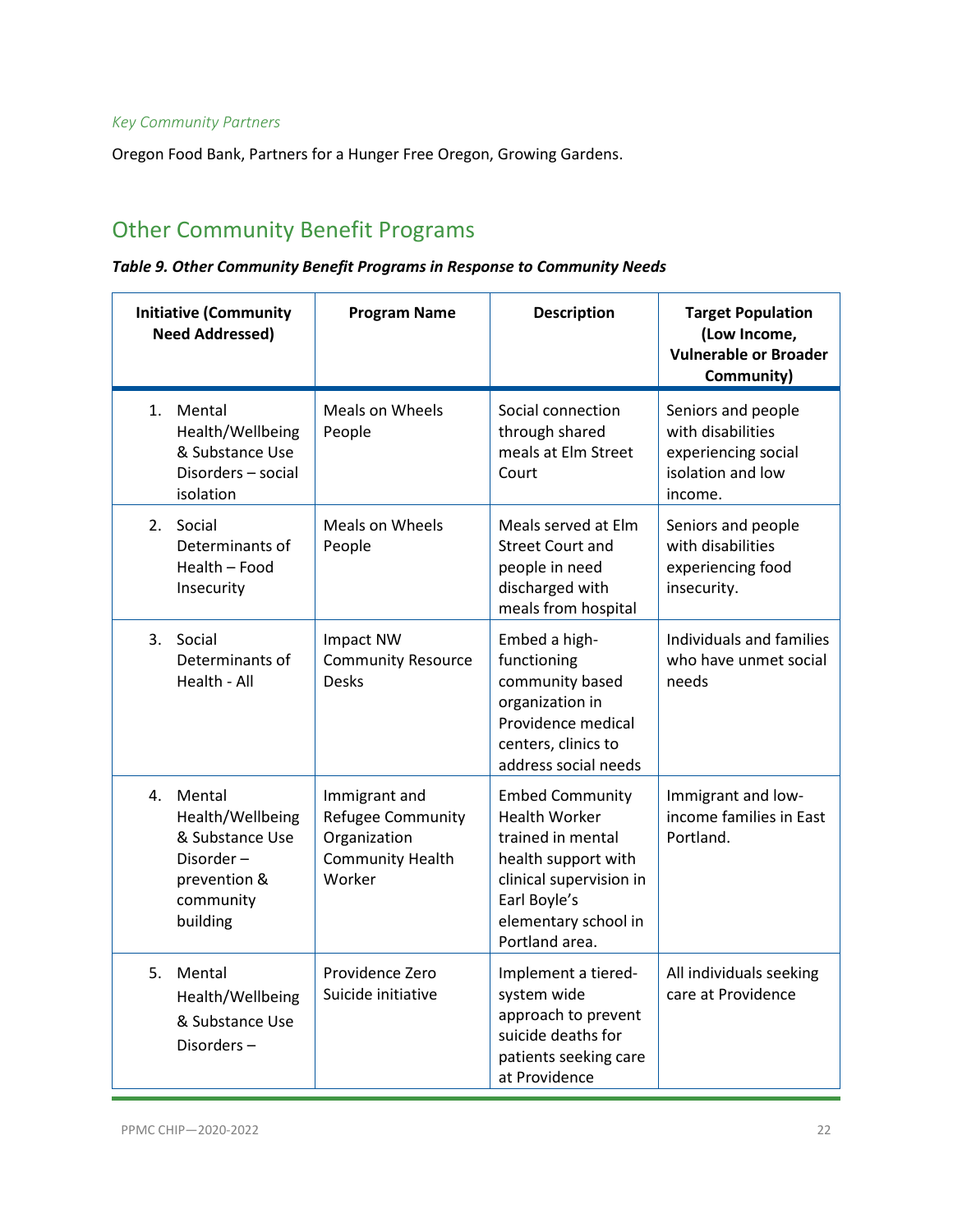*Key Community Partners*

Oregon Food Bank, Partners for a Hunger Free Oregon, Growing Gardens.

## Other Community Benefit Programs

***Table 9. Other Community Benefit Programs in Response to Community Needs***

| Initiative (Community Need Addressed) | Program Name | Description | Target Population (Low Income, Vulnerable or Broader Community) |
|---|---|---|---|
| 1. Mental Health/Wellbeing & Substance Use Disorders – social isolation | Meals on Wheels People | Social connection through shared meals at Elm Street Court | Seniors and people with disabilities experiencing social isolation and low income. |
| 2. Social Determinants of Health – Food Insecurity | Meals on Wheels People | Meals served at Elm Street Court and people in need discharged with meals from hospital | Seniors and people with disabilities experiencing food insecurity. |
| 3. Social Determinants of Health - All | Impact NW Community Resource Desks | Embed a high-functioning community based organization in Providence medical centers, clinics to address social needs | Individuals and families who have unmet social needs |
| 4. Mental Health/Wellbeing & Substance Use Disorder – prevention & community building | Immigrant and Refugee Community Organization Community Health Worker | Embed Community Health Worker trained in mental health support with clinical supervision in Earl Boyle's elementary school in Portland area. | Immigrant and low-income families in East Portland. |
| 5. Mental Health/Wellbeing & Substance Use Disorders – | Providence Zero Suicide initiative | Implement a tiered-system wide approach to prevent suicide deaths for patients seeking care at Providence | All individuals seeking care at Providence |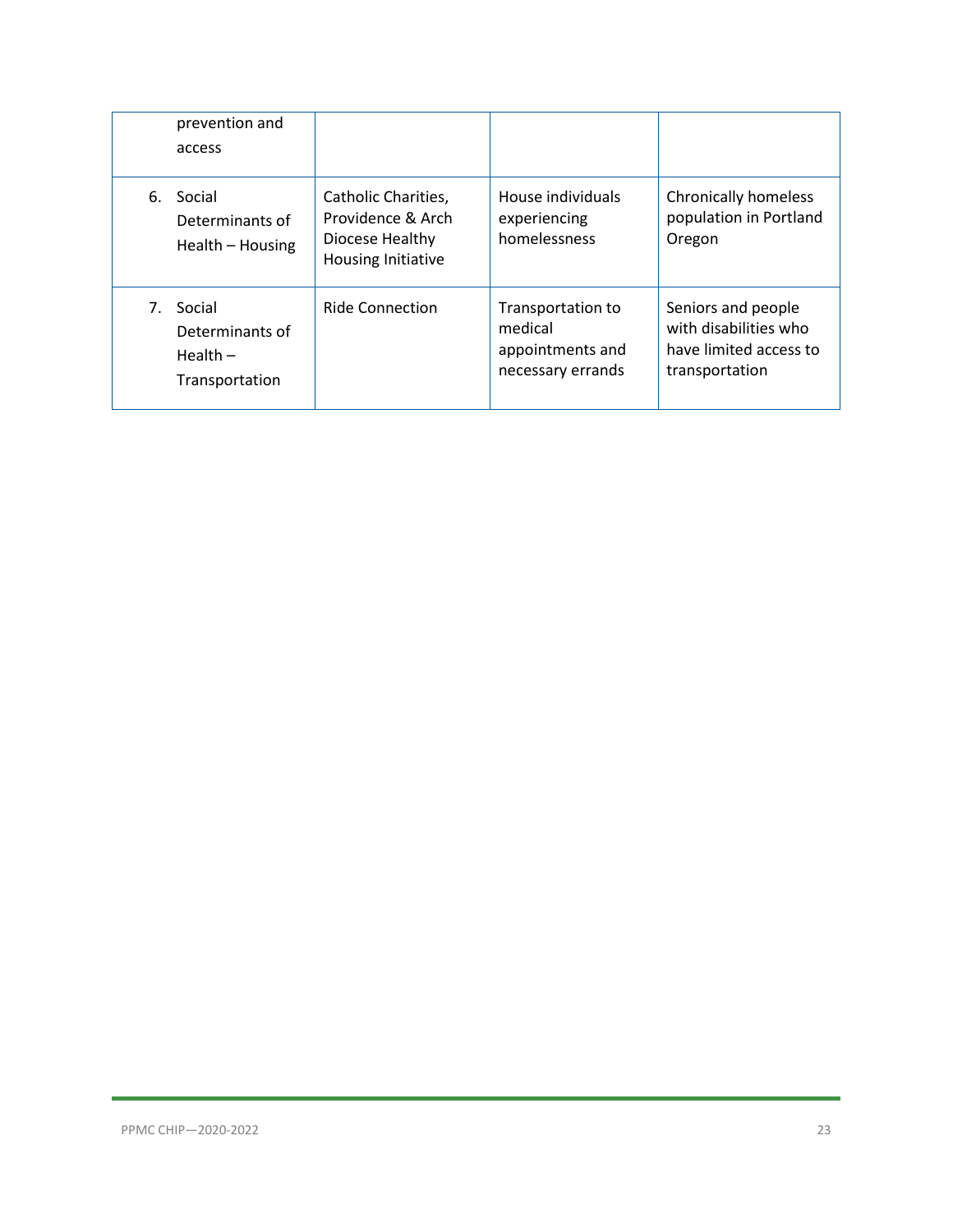| | | | |
|---|---|---|---|
| prevention and access | | | |
| 6. Social Determinants of Health – Housing | Catholic Charities, Providence & Arch Diocese Healthy Housing Initiative | House individuals experiencing homelessness | Chronically homeless population in Portland Oregon |
| 7. Social Determinants of Health – Transportation | Ride Connection | Transportation to medical appointments and necessary errands | Seniors and people with disabilities who have limited access to transportation |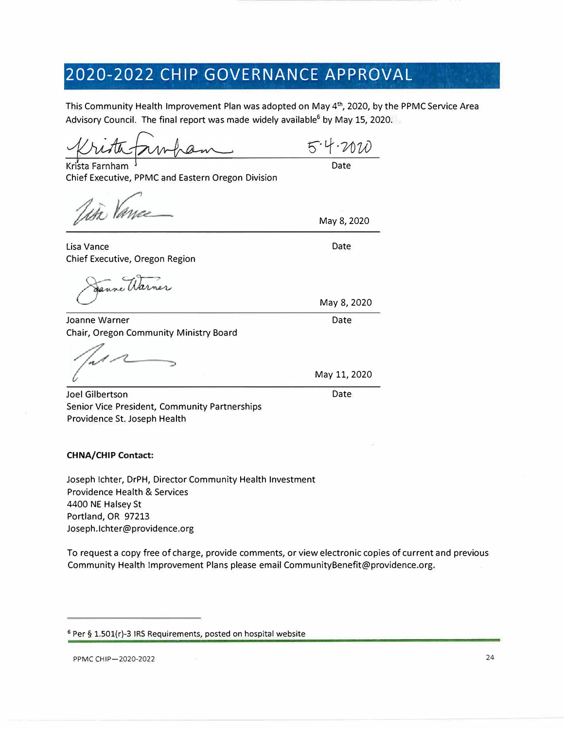# 2020-2022 CHIP GOVERNANCE APPROVAL

This Community Health Improvement Plan was adopted on May 4th, 2020, by the PPMC Service Area Advisory Council. The final report was made widely available[6] by May 15, 2020.

5·4·2020

Krista Farnham
Chief Executive, PPMC and Eastern Oregon Division

Date

May 8, 2020

Lisa Vance
Chief Executive, Oregon Region

Date

May 8, 2020

Joanne Warner
Chair, Oregon Community Ministry Board

Date

May 11, 2020

Joel Gilbertson
Senior Vice President, Community Partnerships
Providence St. Joseph Health

Date

**CHNA/CHIP Contact:**

Joseph Ichter, DrPH, Director Community Health Investment
Providence Health & Services
4400 NE Halsey St
Portland, OR 97213
Joseph.Ichter@providence.org

To request a copy free of charge, provide comments, or view electronic copies of current and previous Community Health Improvement Plans please email CommunityBenefit@providence.org.

[6] Per § 1.501(r)-3 IRS Requirements, posted on hospital website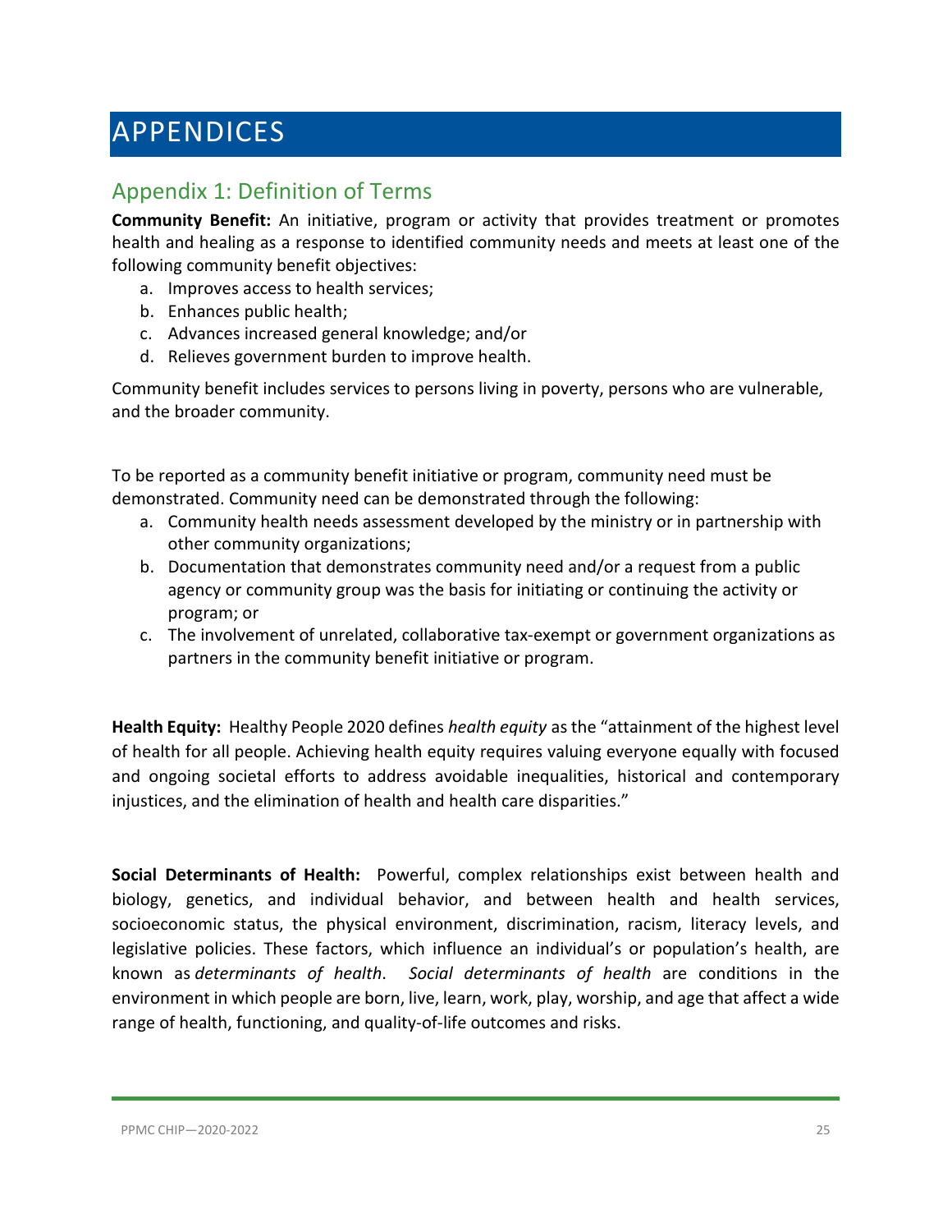# APPENDICES

## Appendix 1: Definition of Terms

**Community Benefit:** An initiative, program or activity that provides treatment or promotes health and healing as a response to identified community needs and meets at least one of the following community benefit objectives:

a. Improves access to health services;
b. Enhances public health;
c. Advances increased general knowledge; and/or
d. Relieves government burden to improve health.

Community benefit includes services to persons living in poverty, persons who are vulnerable, and the broader community.

To be reported as a community benefit initiative or program, community need must be demonstrated. Community need can be demonstrated through the following:

a. Community health needs assessment developed by the ministry or in partnership with other community organizations;
b. Documentation that demonstrates community need and/or a request from a public agency or community group was the basis for initiating or continuing the activity or program; or
c. The involvement of unrelated, collaborative tax-exempt or government organizations as partners in the community benefit initiative or program.

**Health Equity:** Healthy People 2020 defines *health equity* as the "attainment of the highest level of health for all people. Achieving health equity requires valuing everyone equally with focused and ongoing societal efforts to address avoidable inequalities, historical and contemporary injustices, and the elimination of health and health care disparities."

**Social Determinants of Health:** Powerful, complex relationships exist between health and biology, genetics, and individual behavior, and between health and health services, socioeconomic status, the physical environment, discrimination, racism, literacy levels, and legislative policies. These factors, which influence an individual's or population's health, are known as *determinants of health*. *Social determinants of health* are conditions in the environment in which people are born, live, learn, work, play, worship, and age that affect a wide range of health, functioning, and quality-of-life outcomes and risks.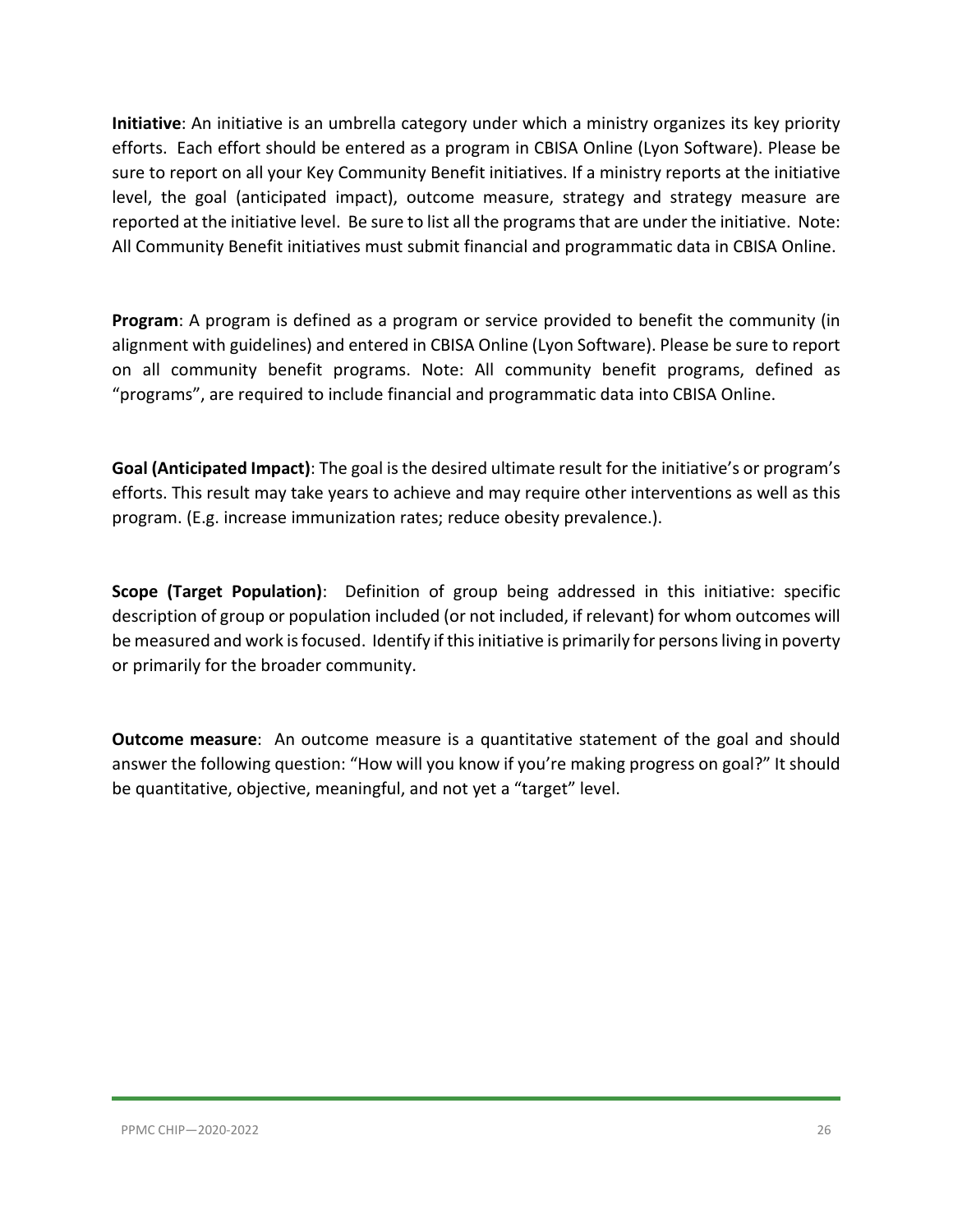**Initiative**: An initiative is an umbrella category under which a ministry organizes its key priority efforts. Each effort should be entered as a program in CBISA Online (Lyon Software). Please be sure to report on all your Key Community Benefit initiatives. If a ministry reports at the initiative level, the goal (anticipated impact), outcome measure, strategy and strategy measure are reported at the initiative level. Be sure to list all the programs that are under the initiative. Note: All Community Benefit initiatives must submit financial and programmatic data in CBISA Online.

**Program**: A program is defined as a program or service provided to benefit the community (in alignment with guidelines) and entered in CBISA Online (Lyon Software). Please be sure to report on all community benefit programs. Note: All community benefit programs, defined as "programs", are required to include financial and programmatic data into CBISA Online.

**Goal (Anticipated Impact)**: The goal is the desired ultimate result for the initiative's or program's efforts. This result may take years to achieve and may require other interventions as well as this program. (E.g. increase immunization rates; reduce obesity prevalence.).

**Scope (Target Population)**: Definition of group being addressed in this initiative: specific description of group or population included (or not included, if relevant) for whom outcomes will be measured and work is focused. Identify if this initiative is primarily for persons living in poverty or primarily for the broader community.

**Outcome measure**: An outcome measure is a quantitative statement of the goal and should answer the following question: "How will you know if you're making progress on goal?" It should be quantitative, objective, meaningful, and not yet a "target" level.